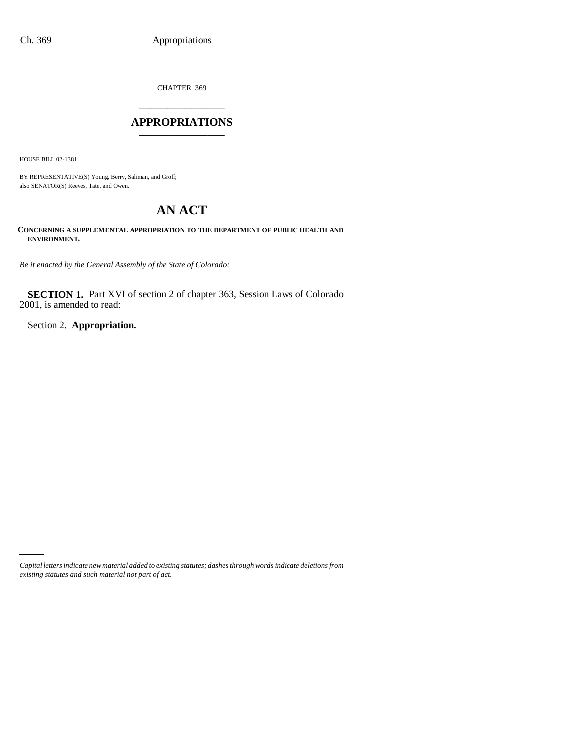CHAPTER 369

# APPROPRIATIONS

HOUSE BILL 02-1381

BY REPRESENTATIVE(S) Young, Berry, Saliman, and Groff;
also SENATOR(S) Reeves, Tate, and Owen.

# AN ACT

**CONCERNING A SUPPLEMENTAL APPROPRIATION TO THE DEPARTMENT OF PUBLIC HEALTH AND ENVIRONMENT.**

*Be it enacted by the General Assembly of the State of Colorado:*

**SECTION 1.** Part XVI of section 2 of chapter 363, Session Laws of Colorado 2001, is amended to read:

Section 2. **Appropriation.**

*Capital letters indicate new material added to existing statutes; dashes through words indicate deletions from existing statutes and such material not part of act.*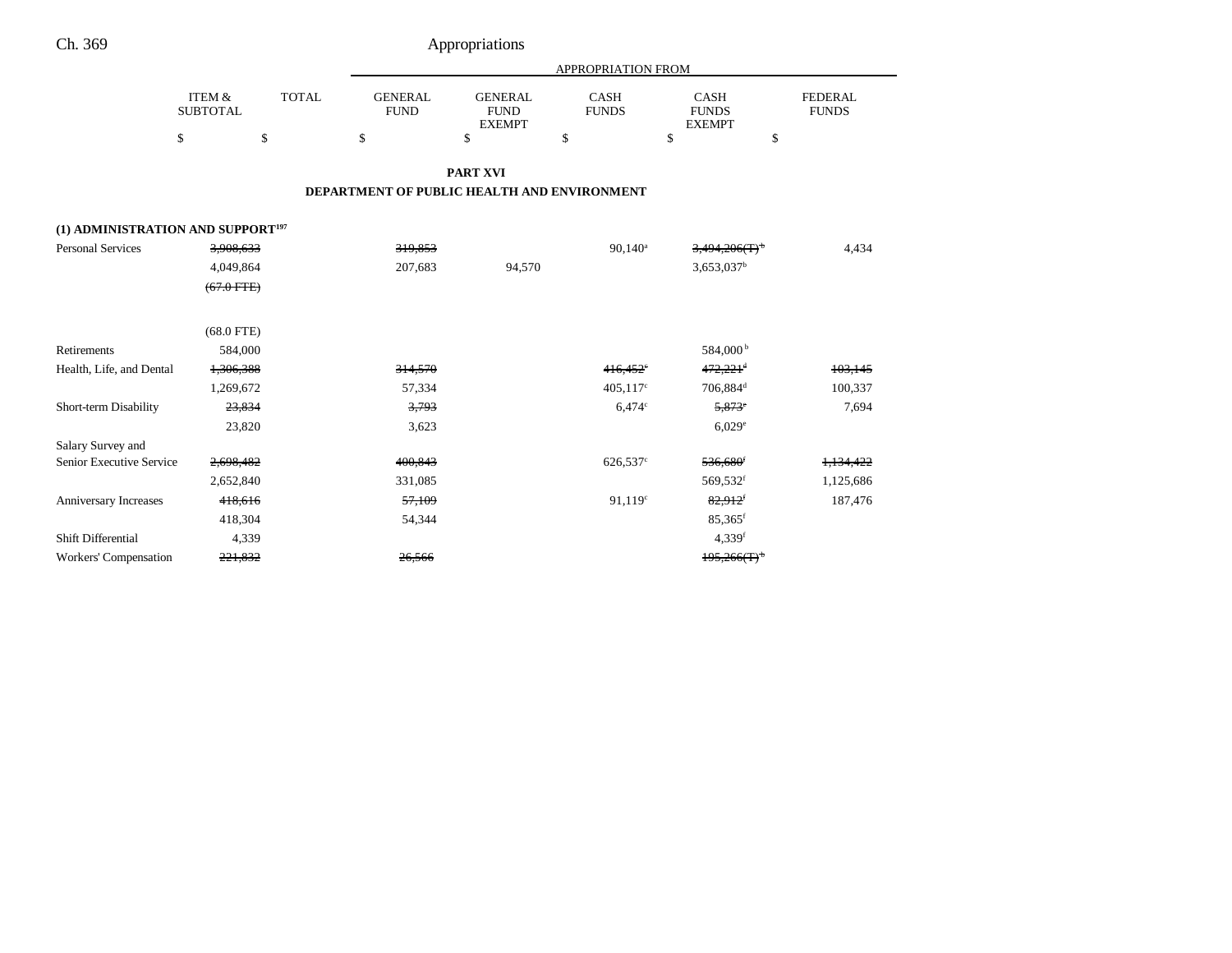**PART XVI**

**DEPARTMENT OF PUBLIC HEALTH AND ENVIRONMENT**

| | ITEM & SUBTOTAL | TOTAL | APPROPRIATION FROM GENERAL FUND | GENERAL FUND EXEMPT | CASH FUNDS | CASH FUNDS EXEMPT | FEDERAL FUNDS |
|---|---|---|---|---|---|---|---|
| | $ | $ | $ | $ | $ | $ | $ |
| **(1) ADMINISTRATION AND SUPPORT[197]** | | | | | | | |
| Personal Services | ~~3,908,633~~ | | ~~319,853~~ | | 90,140[a] | ~~3,494,206(T)[b]~~ | 4,434 |
| | 4,049,864 | | 207,683 | 94,570 | | 3,653,037[b] | |
| | ~~(67.0 FTE)~~ | | | | | | |
| | (68.0 FTE) | | | | | | |
| Retirements | 584,000 | | | | | 584,000[b] | |
| Health, Life, and Dental | ~~1,306,388~~ | | ~~314,570~~ | | ~~416,452[c]~~ | ~~472,221[d]~~ | ~~103,145~~ |
| | 1,269,672 | | 57,334 | | 405,117[c] | 706,884[d] | 100,337 |
| Short-term Disability | ~~23,834~~ | | ~~3,793~~ | | 6,474[c] | ~~5,873[e]~~ | 7,694 |
| | 23,820 | | 3,623 | | | 6,029[e] | |
| Salary Survey and Senior Executive Service | ~~2,698,482~~ | | ~~400,843~~ | | 626,537[c] | ~~536,680[f]~~ | ~~1,134,422~~ |
| | 2,652,840 | | 331,085 | | | 569,532[f] | 1,125,686 |
| Anniversary Increases | ~~418,616~~ | | ~~57,109~~ | | 91,119[c] | ~~82,912[f]~~ | 187,476 |
| | 418,304 | | 54,344 | | | 85,365[f] | |
| Shift Differential | 4,339 | | | | | 4,339[f] | |
| Workers' Compensation | ~~221,832~~ | | ~~26,566~~ | | | ~~195,266(T)[b]~~ | |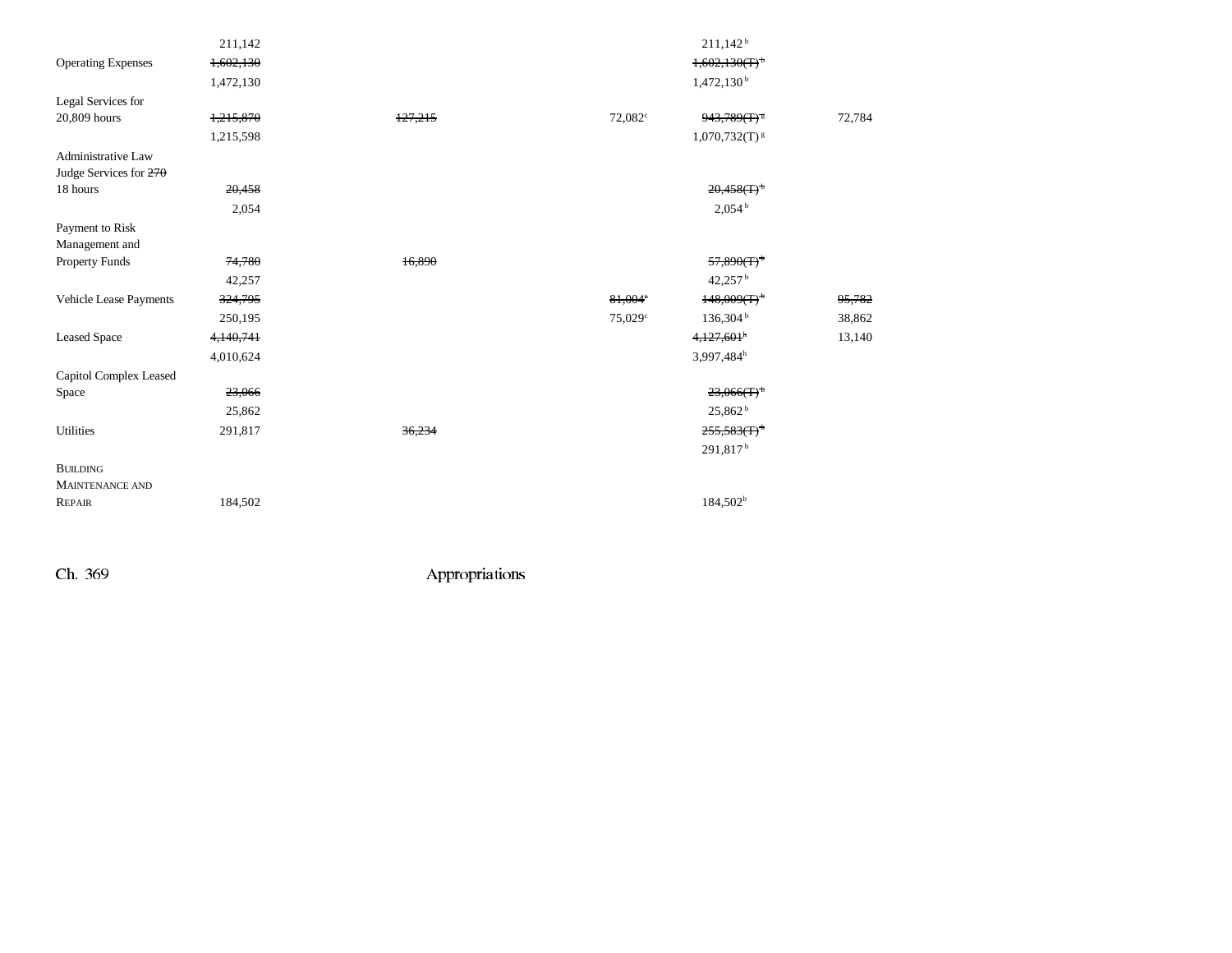| | | | | | |
|---|---|---|---|---|---|
| | 211,142 | | | 211,142[b] | |
| Operating Expenses | ~~1,602,130~~ 1,472,130 | | | ~~1,602,130(T)[b]~~ 1,472,130[b] | |
| Legal Services for 20,809 hours | ~~1,215,870~~ 1,215,598 | ~~127,215~~ | 72,082[c] | ~~943,789(T)[g]~~ 1,070,732(T)[g] | 72,784 |
| Administrative Law Judge Services for ~~270~~ 18 hours | ~~20,458~~ 2,054 | | | ~~20,458(T)[b]~~ 2,054[b] | |
| Payment to Risk Management and Property Funds | ~~74,780~~ 42,257 | ~~16,890~~ | | ~~57,890(T)[b]~~ 42,257[b] | |
| Vehicle Lease Payments | ~~324,795~~ 250,195 | | ~~81,004[c]~~ 75,029[c] | ~~148,009(T)[b]~~ 136,304[b] | ~~95,782~~ 38,862 |
| Leased Space | ~~4,140,741~~ 4,010,624 | | | ~~4,127,601[b]~~ 3,997,484[b] | 13,140 |
| Capitol Complex Leased Space | ~~23,066~~ 25,862 | | | ~~23,066(T)[b]~~ 25,862[b] | |
| Utilities | 291,817 | ~~36,234~~ | | ~~255,583(T)[b]~~ 291,817[b] | |
| BUILDING MAINTENANCE AND REPAIR | 184,502 | | | 184,502[b] | |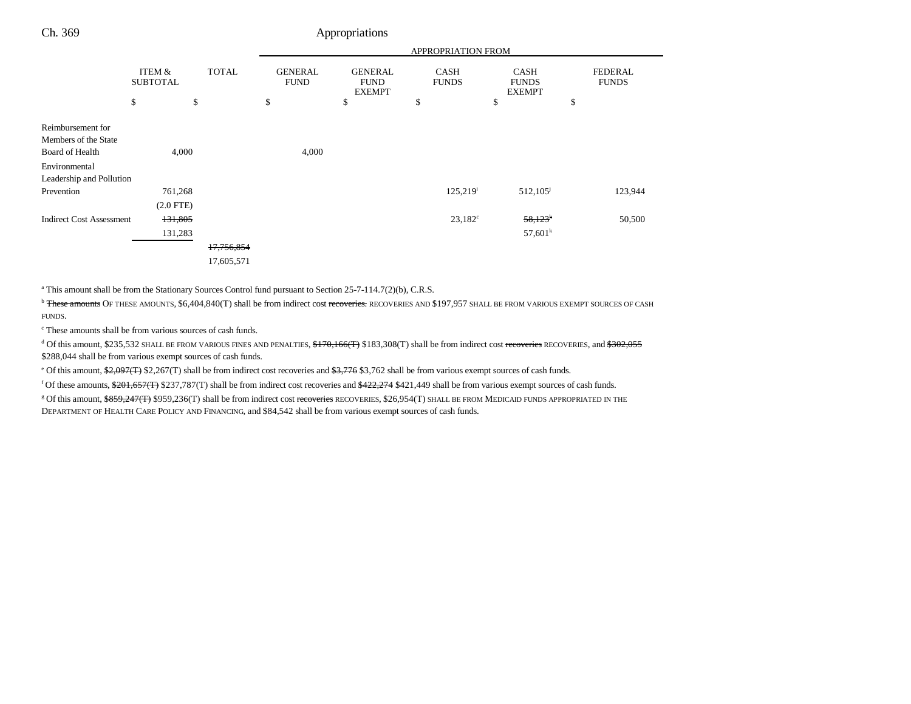| | ITEM & SUBTOTAL | TOTAL | APPROPRIATION FROM GENERAL FUND | GENERAL FUND EXEMPT | CASH FUNDS | CASH FUNDS EXEMPT | FEDERAL FUNDS |
|---|---|---|---|---|---|---|---|
| | $ | $ | $ | $ | $ | $ | $ |
| Reimbursement for Members of the State Board of Health | 4,000 | | 4,000 | | | | |
| Environmental Leadership and Pollution Prevention | 761,268 | | | | 125,219[i] | 512,105[j] | 123,944 |
| | (2.0 FTE) | | | | | | |
| Indirect Cost Assessment | ~~131,805~~ | | | | 23,182[c] | ~~58,123[k]~~ | 50,500 |
| | 131,283 | | | | | 57,601[k] | |
| | | ~~17,756,854~~ | | | | | |
| | | 17,605,571 | | | | | |

[a] This amount shall be from the Stationary Sources Control fund pursuant to Section 25-7-114.7(2)(b), C.R.S.

[b] ~~These amounts~~ OF THESE AMOUNTS, $6,404,840(T) shall be from indirect cost ~~recoveries.~~ RECOVERIES AND $197,957 SHALL BE FROM VARIOUS EXEMPT SOURCES OF CASH FUNDS.

[c] These amounts shall be from various sources of cash funds.

[d] Of this amount, $235,532 SHALL BE FROM VARIOUS FINES AND PENALTIES, ~~$170,166(T)~~ $183,308(T) shall be from indirect cost ~~recoveries~~ RECOVERIES, and ~~$302,055~~ $288,044 shall be from various exempt sources of cash funds.

[e] Of this amount, ~~$2,097(T)~~ $2,267(T) shall be from indirect cost recoveries and ~~$3,776~~ $3,762 shall be from various exempt sources of cash funds.

[f] Of these amounts, ~~$201,657(T)~~ $237,787(T) shall be from indirect cost recoveries and ~~$422,274~~ $421,449 shall be from various exempt sources of cash funds.

[g] Of this amount, ~~$859,247(T)~~ $959,236(T) shall be from indirect cost ~~recoveries~~ RECOVERIES, $26,954(T) SHALL BE FROM MEDICAID FUNDS APPROPRIATED IN THE DEPARTMENT OF HEALTH CARE POLICY AND FINANCING, and $84,542 shall be from various exempt sources of cash funds.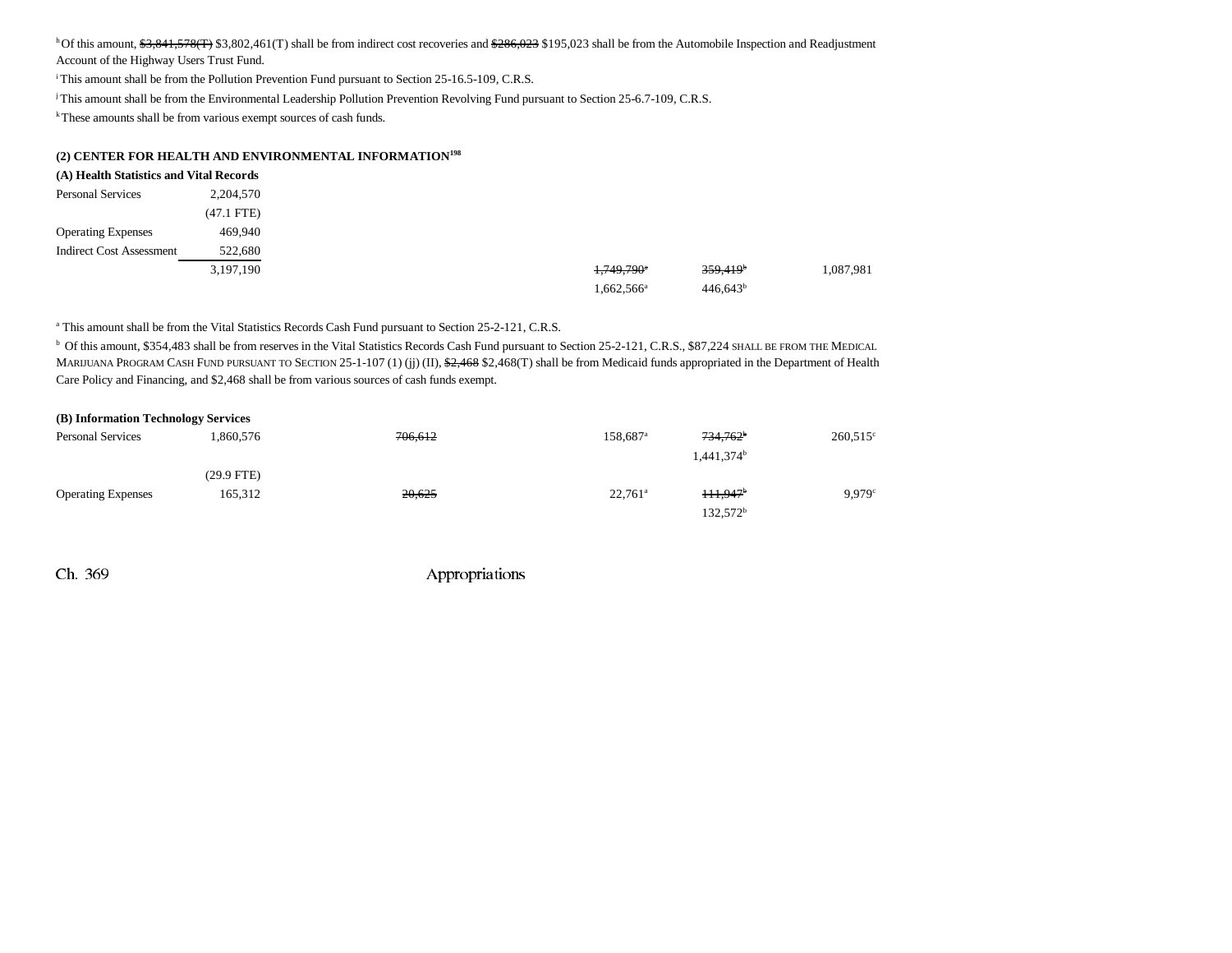[h] Of this amount, ~~$3,841,578(T)~~ $3,802,461(T) shall be from indirect cost recoveries and ~~$286,023~~ $195,023 shall be from the Automobile Inspection and Readjustment Account of the Highway Users Trust Fund.

[i] This amount shall be from the Pollution Prevention Fund pursuant to Section 25-16.5-109, C.R.S.

[j] This amount shall be from the Environmental Leadership Pollution Prevention Revolving Fund pursuant to Section 25-6.7-109, C.R.S.

[k] These amounts shall be from various exempt sources of cash funds.

**(2) CENTER FOR HEALTH AND ENVIRONMENTAL INFORMATION**[198]

**(A) Health Statistics and Vital Records**

| | | | | | | |
|---|---|---|---|---|---|---|
| Personal Services | 2,204,570 | | | | | |
| | (47.1 FTE) | | | | | |
| Operating Expenses | 469,940 | | | | | |
| Indirect Cost Assessment | 522,680 | | | | | |
| | 3,197,190 | | | ~~1,749,790~~[a] | ~~359,419~~[b] | 1,087,981 |
| | | | | 1,662,566[a] | 446,643[b] | |

[a] This amount shall be from the Vital Statistics Records Cash Fund pursuant to Section 25-2-121, C.R.S.

[b] Of this amount, $354,483 shall be from reserves in the Vital Statistics Records Cash Fund pursuant to Section 25-2-121, C.R.S., $87,224 SHALL BE FROM THE MEDICAL MARIJUANA PROGRAM CASH FUND PURSUANT TO SECTION 25-1-107 (1) (jj) (II), ~~$2,468~~ $2,468(T) shall be from Medicaid funds appropriated in the Department of Health Care Policy and Financing, and $2,468 shall be from various sources of cash funds exempt.

**(B) Information Technology Services**

| | | | | | | |
|---|---|---|---|---|---|---|
| Personal Services | 1,860,576 | | ~~706,612~~ | 158,687[a] | ~~734,762~~[b] | 260,515[c] |
| | | | | | 1,441,374[b] | |
| | (29.9 FTE) | | | | | |
| Operating Expenses | 165,312 | | ~~20,625~~ | 22,761[a] | ~~111,947~~[b] | 9,979[c] |
| | | | | | 132,572[b] | |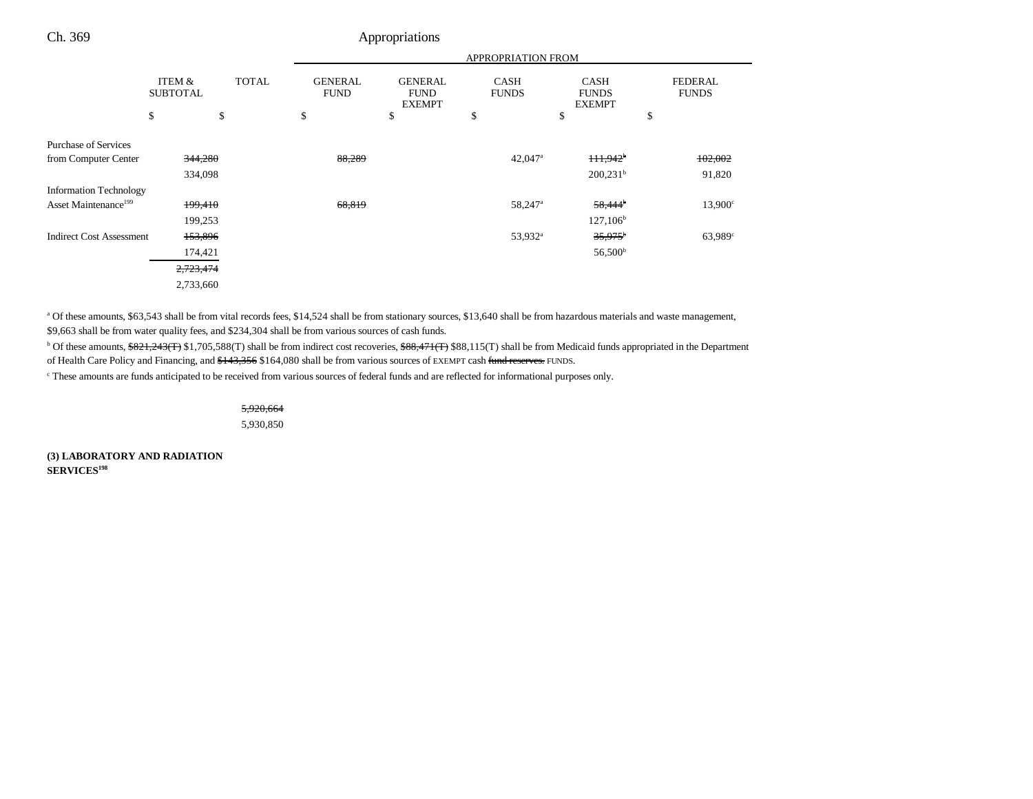| | ITEM & SUBTOTAL | TOTAL | GENERAL FUND | GENERAL FUND EXEMPT | CASH FUNDS | CASH FUNDS EXEMPT | FEDERAL FUNDS |
|---|---|---|---|---|---|---|---|
| | | | APPROPRIATION FROM | | | | |
| | $ | $ | $ | $ | $ | $ | $ |
| Purchase of Services from Computer Center | ~~344,280~~ 334,098 | | ~~88,289~~ | | 42,047[a] | ~~111,942[b]~~ 200,231[b] | ~~102,002~~ 91,820 |
| Information Technology Asset Maintenance[199] | ~~199,410~~ 199,253 | | ~~68,819~~ | | 58,247[a] | ~~58,444[b]~~ 127,106[b] | 13,900[c] |
| Indirect Cost Assessment | ~~153,896~~ 174,421 | | | | 53,932[a] | ~~35,975[b]~~ 56,500[b] | 63,989[c] |
| | ~~2,723,474~~ 2,733,660 | | | | | | |

[a] Of these amounts, $63,543 shall be from vital records fees, $14,524 shall be from stationary sources, $13,640 shall be from hazardous materials and waste management, $9,663 shall be from water quality fees, and $234,304 shall be from various sources of cash funds.

[b] Of these amounts, ~~$821,243(T)~~ $1,705,588(T) shall be from indirect cost recoveries, ~~$88,471(T)~~ $88,115(T) shall be from Medicaid funds appropriated in the Department of Health Care Policy and Financing, and ~~$143,356~~ $164,080 shall be from various sources of EXEMPT cash ~~fund reserves.~~ FUNDS.

[c] These amounts are funds anticipated to be received from various sources of federal funds and are reflected for informational purposes only.

~~5,920,664~~
5,930,850

**(3) LABORATORY AND RADIATION SERVICES[198]**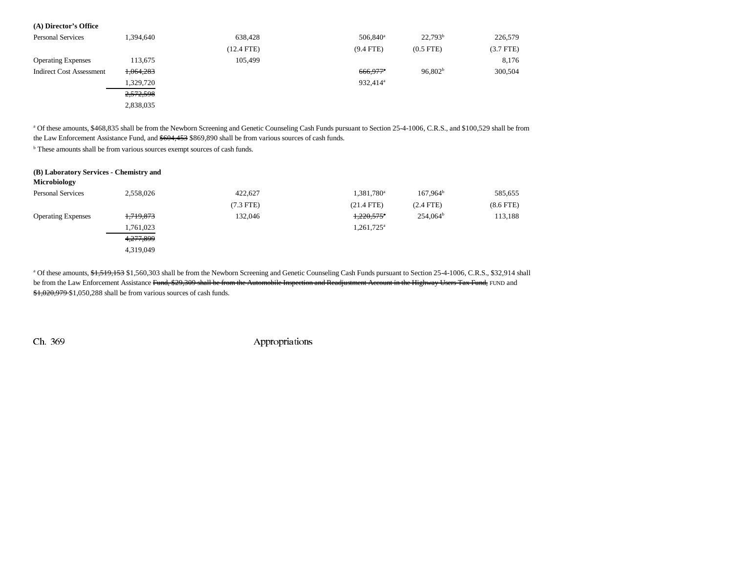### (A) Director's Office

| | | | | | |
|---|---|---|---|---|---|
| Personal Services | 1,394,640 | 638,428 | 506,840[a] | 22,793[b] | 226,579 |
| | | (12.4 FTE) | (9.4 FTE) | (0.5 FTE) | (3.7 FTE) |
| Operating Expenses | 113,675 | 105,499 | | | 8,176 |
| Indirect Cost Assessment | ~~1,064,283~~ | | ~~666,977[a]~~ | 96,802[b] | 300,504 |
| | 1,329,720 | | 932,414[a] | | |
| | ~~2,572,598~~ | | | | |
| | 2,838,035 | | | | |

[a] Of these amounts, $468,835 shall be from the Newborn Screening and Genetic Counseling Cash Funds pursuant to Section 25-4-1006, C.R.S., and $100,529 shall be from the Law Enforcement Assistance Fund, and ~~$604,453~~ $869,890 shall be from various sources of cash funds.

[b] These amounts shall be from various sources exempt sources of cash funds.

### (B) Laboratory Services - Chemistry and Microbiology

| | | | | | |
|---|---|---|---|---|---|
| Personal Services | 2,558,026 | 422,627 | 1,381,780[a] | 167,964[b] | 585,655 |
| | | (7.3 FTE) | (21.4 FTE) | (2.4 FTE) | (8.6 FTE) |
| Operating Expenses | ~~1,719,873~~ | 132,046 | ~~1,220,575[a]~~ | 254,064[b] | 113,188 |
| | 1,761,023 | | 1,261,725[a] | | |
| | ~~4,277,899~~ | | | | |
| | 4,319,049 | | | | |

[a] Of these amounts, ~~$1,519,153~~ $1,560,303 shall be from the Newborn Screening and Genetic Counseling Cash Funds pursuant to Section 25-4-1006, C.R.S., $32,914 shall be from the Law Enforcement Assistance ~~Fund, $29,309 shall be from the Automobile Inspection and Readjustment Account in the Highway Users Tax Fund,~~ FUND and ~~$1,020,979~~ $1,050,288 shall be from various sources of cash funds.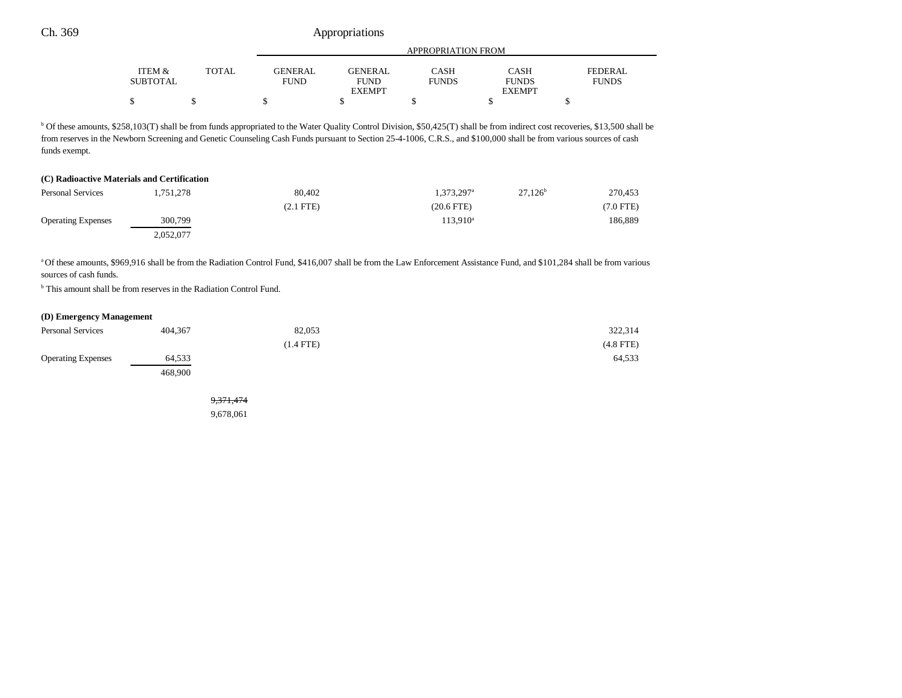| | ITEM & SUBTOTAL | TOTAL | GENERAL FUND | GENERAL FUND EXEMPT | CASH FUNDS | CASH FUNDS EXEMPT | FEDERAL FUNDS |
|---|---|---|---|---|---|---|---|
| | | | APPROPRIATION FROM | | | | |
| | $ | $ | $ | $ | $ | $ | $ |

[b] Of these amounts, $258,103(T) shall be from funds appropriated to the Water Quality Control Division, $50,425(T) shall be from indirect cost recoveries, $13,500 shall be from reserves in the Newborn Screening and Genetic Counseling Cash Funds pursuant to Section 25-4-1006, C.R.S., and $100,000 shall be from various sources of cash funds exempt.

**(C) Radioactive Materials and Certification**

| | ITEM & SUBTOTAL | TOTAL | GENERAL FUND | GENERAL FUND EXEMPT | CASH FUNDS | CASH FUNDS EXEMPT | FEDERAL FUNDS |
|---|---|---|---|---|---|---|---|
| Personal Services | 1,751,278 | | 80,402 | | 1,373,297[a] | 27,126[b] | 270,453 |
| | | | (2.1 FTE) | | (20.6 FTE) | | (7.0 FTE) |
| Operating Expenses | 300,799 | | | | 113,910[a] | | 186,889 |
| | 2,052,077 | | | | | | |

[a] Of these amounts, $969,916 shall be from the Radiation Control Fund, $416,007 shall be from the Law Enforcement Assistance Fund, and $101,284 shall be from various sources of cash funds.

[b] This amount shall be from reserves in the Radiation Control Fund.

**(D) Emergency Management**

| | ITEM & SUBTOTAL | TOTAL | GENERAL FUND | GENERAL FUND EXEMPT | CASH FUNDS | CASH FUNDS EXEMPT | FEDERAL FUNDS |
|---|---|---|---|---|---|---|---|
| Personal Services | 404,367 | | 82,053 | | | | 322,314 |
| | | | (1.4 FTE) | | | | (4.8 FTE) |
| Operating Expenses | 64,533 | | | | | | 64,533 |
| | 468,900 | | | | | | |
| | | ~~9,371,474~~ | | | | | |
| | | 9,678,061 | | | | | |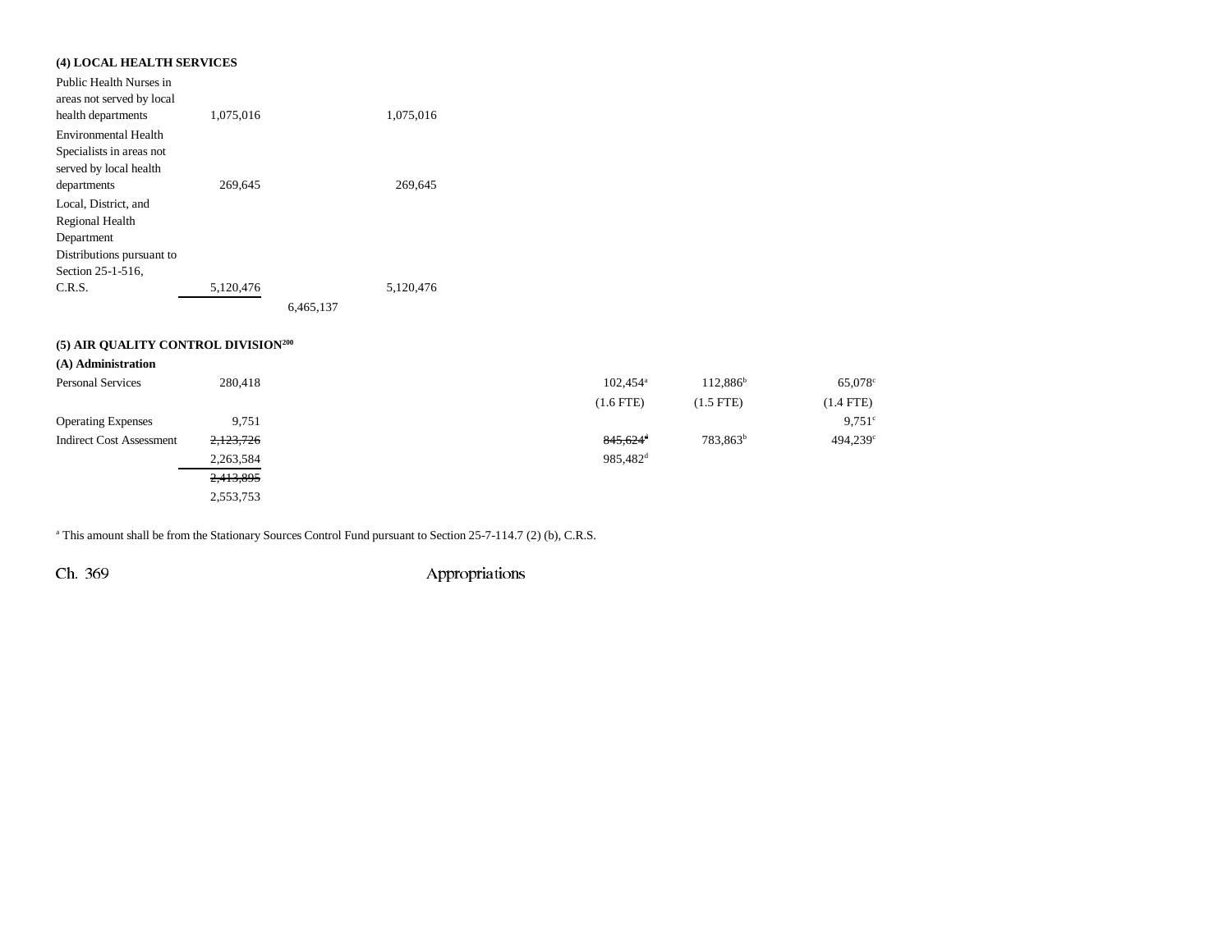**(4) LOCAL HEALTH SERVICES**

| Item | Amount | Total | General Fund | Cash Funds | Cash Funds Exempt | Federal Funds |
|---|---|---|---|---|---|---|
| Public Health Nurses in areas not served by local health departments | 1,075,016 | | 1,075,016 | | | |
| Environmental Health Specialists in areas not served by local health departments | 269,645 | | 269,645 | | | |
| Local, District, and Regional Health Department Distributions pursuant to Section 25-1-516, C.R.S. | 5,120,476 | | 5,120,476 | | | |
| | | 6,465,137 | | | | |

**(5) AIR QUALITY CONTROL DIVISION[200]**

**(A) Administration**

| Item | Amount | Total | General Fund | Cash Funds | Cash Funds Exempt | Federal Funds |
|---|---|---|---|---|---|---|
| Personal Services | 280,418 | | | 102,454[a] | 112,886[b] | 65,078[c] |
| | | | | (1.6 FTE) | (1.5 FTE) | (1.4 FTE) |
| Operating Expenses | 9,751 | | | | | 9,751[c] |
| Indirect Cost Assessment | ~~2,123,726~~ | | | ~~845,624~~[a] | 783,863[b] | 494,239[c] |
| | 2,263,584 | | | 985,482[d] | | |
| | ~~2,413,895~~ | | | | | |
| | 2,553,753 | | | | | |

[a] This amount shall be from the Stationary Sources Control Fund pursuant to Section 25-7-114.7 (2) (b), C.R.S.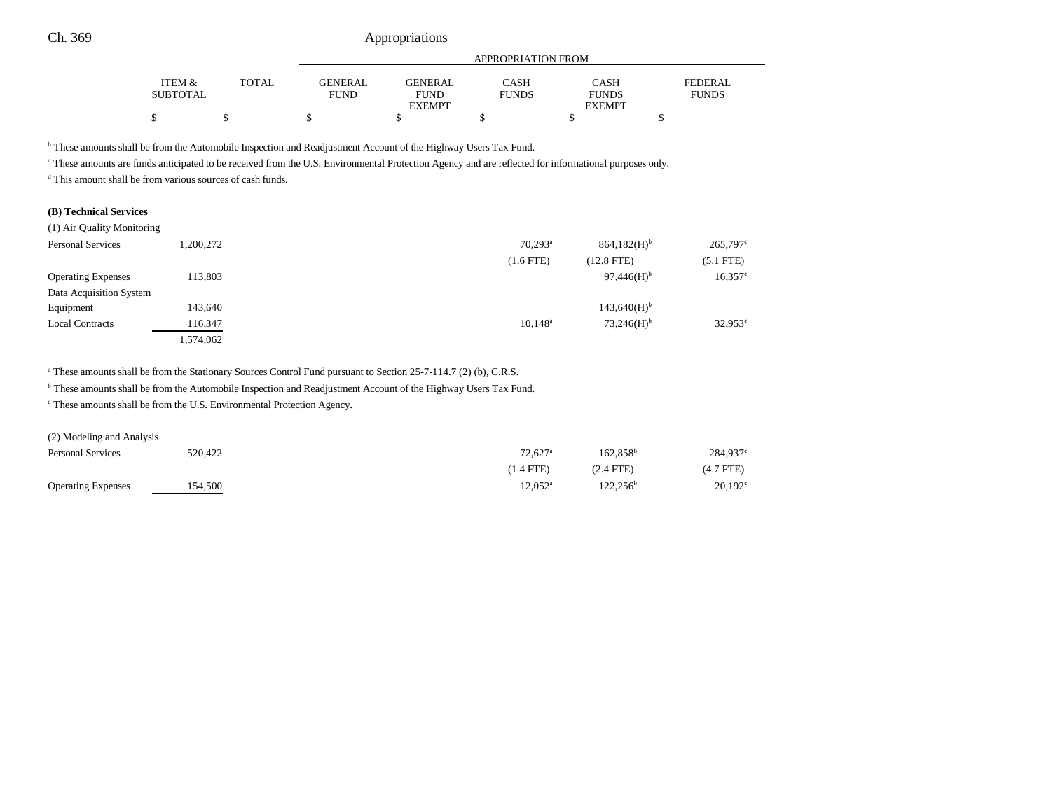| | ITEM & SUBTOTAL | TOTAL | GENERAL FUND | GENERAL FUND EXEMPT | CASH FUNDS | CASH FUNDS EXEMPT | FEDERAL FUNDS |
|---|---|---|---|---|---|---|---|
| | $ | $ | $ | $ | $ | $ | $ |

[b] These amounts shall be from the Automobile Inspection and Readjustment Account of the Highway Users Tax Fund.

[c] These amounts are funds anticipated to be received from the U.S. Environmental Protection Agency and are reflected for informational purposes only.

[d] This amount shall be from various sources of cash funds.

**(B) Technical Services**

(1) Air Quality Monitoring

| | ITEM & SUBTOTAL | TOTAL | GENERAL FUND | GENERAL FUND EXEMPT | CASH FUNDS | CASH FUNDS EXEMPT | FEDERAL FUNDS |
|---|---|---|---|---|---|---|---|
| Personal Services | 1,200,272 | | | | 70,293[a] | 864,182(H)[b] | 265,797[c] |
| | | | | | (1.6 FTE) | (12.8 FTE) | (5.1 FTE) |
| Operating Expenses | 113,803 | | | | | 97,446(H)[b] | 16,357[c] |
| Data Acquisition System Equipment | 143,640 | | | | | 143,640(H)[b] | |
| Local Contracts | 116,347 | | | | 10,148[a] | 73,246(H)[b] | 32,953[c] |
| | 1,574,062 | | | | | | |

[a] These amounts shall be from the Stationary Sources Control Fund pursuant to Section 25-7-114.7 (2) (b), C.R.S.

[b] These amounts shall be from the Automobile Inspection and Readjustment Account of the Highway Users Tax Fund.

[c] These amounts shall be from the U.S. Environmental Protection Agency.

(2) Modeling and Analysis

| | ITEM & SUBTOTAL | TOTAL | GENERAL FUND | GENERAL FUND EXEMPT | CASH FUNDS | CASH FUNDS EXEMPT | FEDERAL FUNDS |
|---|---|---|---|---|---|---|---|
| Personal Services | 520,422 | | | | 72,627[a] | 162,858[b] | 284,937[c] |
| | | | | | (1.4 FTE) | (2.4 FTE) | (4.7 FTE) |
| Operating Expenses | 154,500 | | | | 12,052[a] | 122,256[b] | 20,192[c] |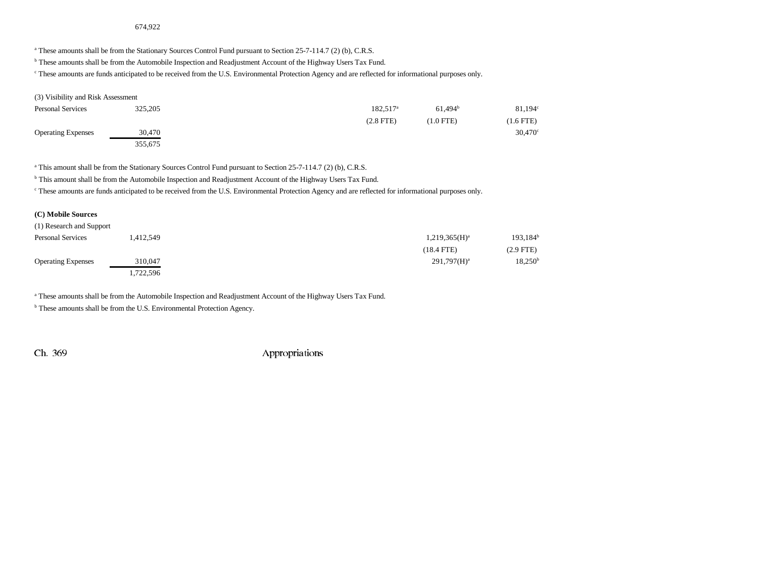674,922

[a] These amounts shall be from the Stationary Sources Control Fund pursuant to Section 25-7-114.7 (2) (b), C.R.S.

[b] These amounts shall be from the Automobile Inspection and Readjustment Account of the Highway Users Tax Fund.

[c] These amounts are funds anticipated to be received from the U.S. Environmental Protection Agency and are reflected for informational purposes only.

(3) Visibility and Risk Assessment

| | | | | | | |
|---|---|---|---|---|---|---|
| Personal Services | 325,205 | | | 182,517[a] | 61,494[b] | 81,194[c] |
| | | | | (2.8 FTE) | (1.0 FTE) | (1.6 FTE) |
| Operating Expenses | 30,470 | | | | | 30,470[c] |
| | 355,675 | | | | | |

[a] This amount shall be from the Stationary Sources Control Fund pursuant to Section 25-7-114.7 (2) (b), C.R.S.

[b] This amount shall be from the Automobile Inspection and Readjustment Account of the Highway Users Tax Fund.

[c] These amounts are funds anticipated to be received from the U.S. Environmental Protection Agency and are reflected for informational purposes only.

**(C) Mobile Sources**

(1) Research and Support

| | | | | | | |
|---|---|---|---|---|---|---|
| Personal Services | 1,412,549 | | | | 1,219,365(H)[a] | 193,184[b] |
| | | | | | (18.4 FTE) | (2.9 FTE) |
| Operating Expenses | 310,047 | | | | 291,797(H)[a] | 18,250[b] |
| | 1,722,596 | | | | | |

[a] These amounts shall be from the Automobile Inspection and Readjustment Account of the Highway Users Tax Fund.

[b] These amounts shall be from the U.S. Environmental Protection Agency.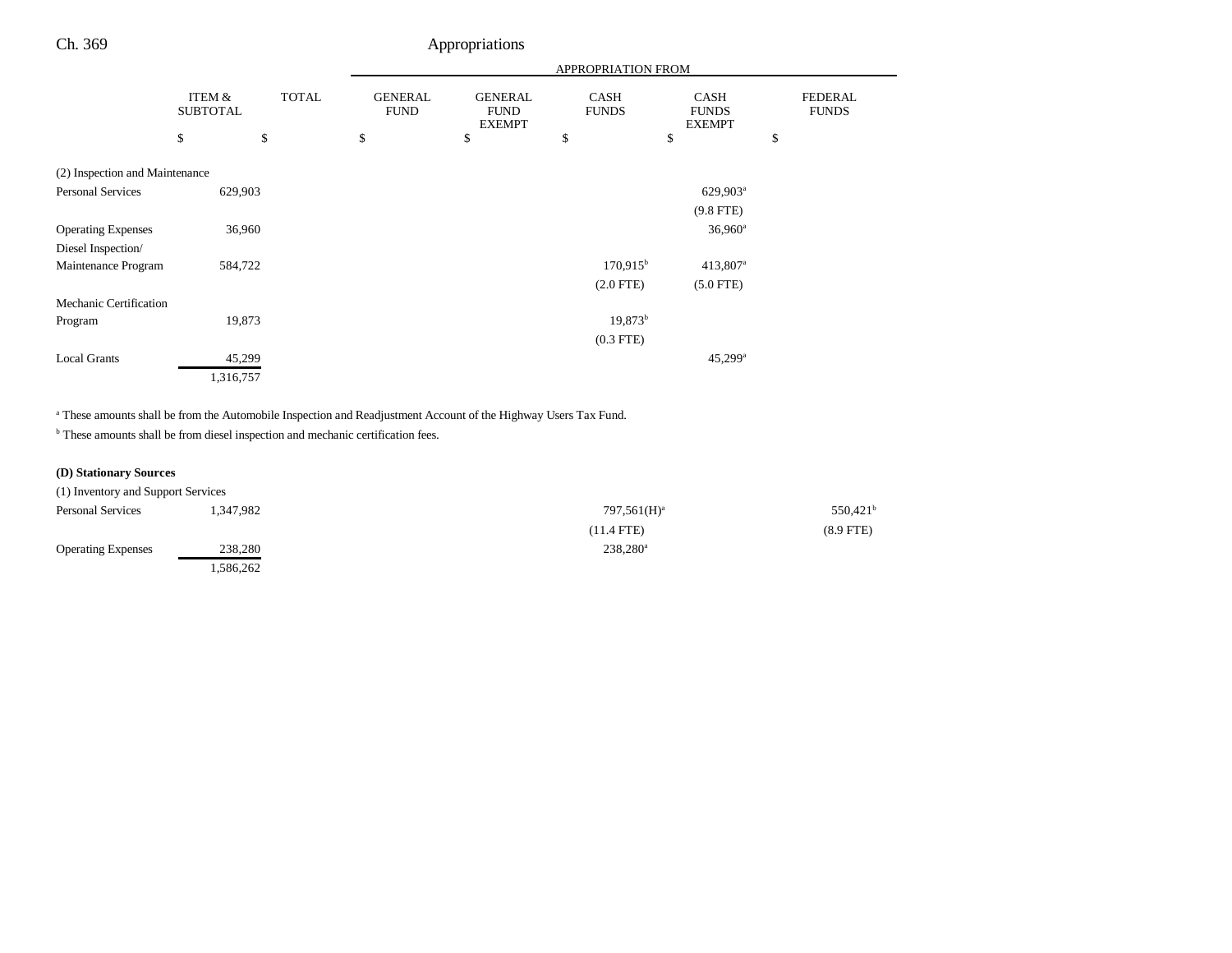| | ITEM & SUBTOTAL | TOTAL | GENERAL FUND | GENERAL FUND EXEMPT | CASH FUNDS | CASH FUNDS EXEMPT | FEDERAL FUNDS |
|---|---|---|---|---|---|---|---|
| | | | APPROPRIATION FROM | | | | |
| | $ | $ | $ | $ | $ | $ | $ |
| (2) Inspection and Maintenance | | | | | | | |
| Personal Services | 629,903 | | | | | 629,903[a] | |
| | | | | | | (9.8 FTE) | |
| Operating Expenses | 36,960 | | | | | 36,960[a] | |
| Diesel Inspection/ Maintenance Program | 584,722 | | | | 170,915[b] | 413,807[a] | |
| | | | | | (2.0 FTE) | (5.0 FTE) | |
| Mechanic Certification Program | 19,873 | | | | 19,873[b] | | |
| | | | | | (0.3 FTE) | | |
| Local Grants | 45,299 | | | | | 45,299[a] | |
| | 1,316,757 | | | | | | |

[a] These amounts shall be from the Automobile Inspection and Readjustment Account of the Highway Users Tax Fund.

[b] These amounts shall be from diesel inspection and mechanic certification fees.

**(D) Stationary Sources**

| | ITEM & SUBTOTAL | TOTAL | GENERAL FUND | GENERAL FUND EXEMPT | CASH FUNDS | CASH FUNDS EXEMPT | FEDERAL FUNDS |
|---|---|---|---|---|---|---|---|
| (1) Inventory and Support Services | | | | | | | |
| Personal Services | 1,347,982 | | | | 797,561(H)[a] | | 550,421[b] |
| | | | | | (11.4 FTE) | | (8.9 FTE) |
| Operating Expenses | 238,280 | | | | 238,280[a] | | |
| | 1,586,262 | | | | | | |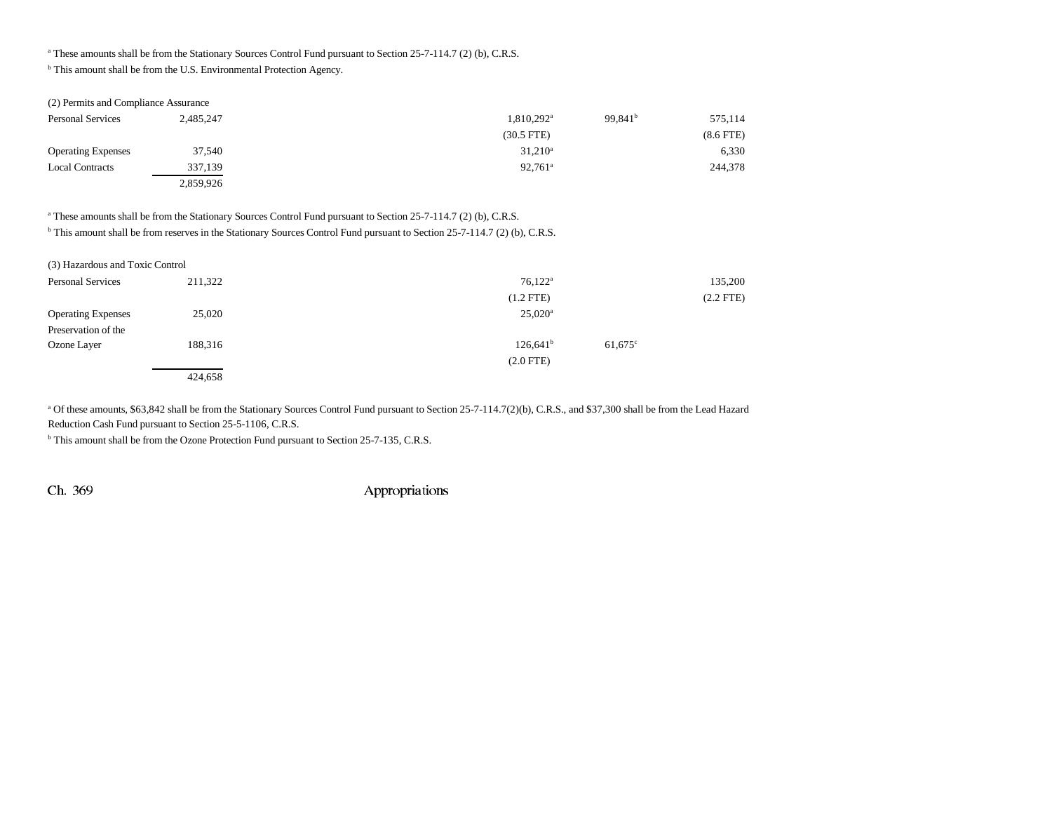[a] These amounts shall be from the Stationary Sources Control Fund pursuant to Section 25-7-114.7 (2) (b), C.R.S.

[b] This amount shall be from the U.S. Environmental Protection Agency.

| (2) Permits and Compliance Assurance | | | | |
|---|---|---|---|---|
| Personal Services | 2,485,247 | 1,810,292[a] | 99,841[b] | 575,114 |
| | | (30.5 FTE) | | (8.6 FTE) |
| Operating Expenses | 37,540 | 31,210[a] | | 6,330 |
| Local Contracts | 337,139 | 92,761[a] | | 244,378 |
| | 2,859,926 | | | |

[a] These amounts shall be from the Stationary Sources Control Fund pursuant to Section 25-7-114.7 (2) (b), C.R.S.

[b] This amount shall be from reserves in the Stationary Sources Control Fund pursuant to Section 25-7-114.7 (2) (b), C.R.S.

| (3) Hazardous and Toxic Control | | | | |
|---|---|---|---|---|
| Personal Services | 211,322 | 76,122[a] | | 135,200 |
| | | (1.2 FTE) | | (2.2 FTE) |
| Operating Expenses | 25,020 | 25,020[a] | | |
| Preservation of the Ozone Layer | 188,316 | 126,641[b] | 61,675[c] | |
| | | (2.0 FTE) | | |
| | 424,658 | | | |

[a] Of these amounts, $63,842 shall be from the Stationary Sources Control Fund pursuant to Section 25-7-114.7(2)(b), C.R.S., and $37,300 shall be from the Lead Hazard Reduction Cash Fund pursuant to Section 25-5-1106, C.R.S.

[b] This amount shall be from the Ozone Protection Fund pursuant to Section 25-7-135, C.R.S.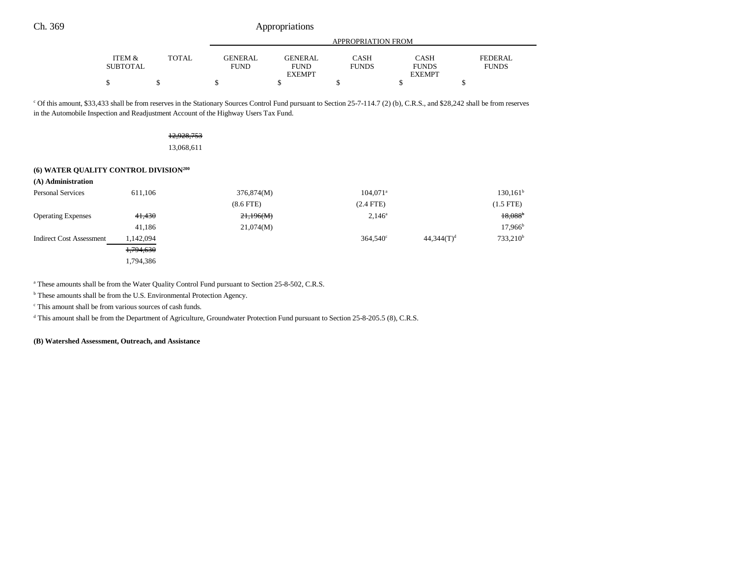| | ITEM & SUBTOTAL | TOTAL | GENERAL FUND | GENERAL FUND EXEMPT | CASH FUNDS | CASH FUNDS EXEMPT | FEDERAL FUNDS |
|---|---|---|---|---|---|---|---|
| | | | APPROPRIATION FROM | | | | |
| | $ | $ | $ | $ | $ | $ | $ |

[c] Of this amount, $33,433 shall be from reserves in the Stationary Sources Control Fund pursuant to Section 25-7-114.7 (2) (b), C.R.S., and $28,242 shall be from reserves in the Automobile Inspection and Readjustment Account of the Highway Users Tax Fund.

| | ITEM & SUBTOTAL | TOTAL | GENERAL FUND | GENERAL FUND EXEMPT | CASH FUNDS | CASH FUNDS EXEMPT | FEDERAL FUNDS |
|---|---|---|---|---|---|---|---|
| | | ~~12,928,753~~ | | | | | |
| | | 13,068,611 | | | | | |

**(6) WATER QUALITY CONTROL DIVISION[200]**

**(A) Administration**

| | ITEM & SUBTOTAL | TOTAL | GENERAL FUND | GENERAL FUND EXEMPT | CASH FUNDS | CASH FUNDS EXEMPT | FEDERAL FUNDS |
|---|---|---|---|---|---|---|---|
| Personal Services | 611,106 | | 376,874(M) | | 104,071[a] | | 130,161[b] |
| | | | (8.6 FTE) | | (2.4 FTE) | | (1.5 FTE) |
| Operating Expenses | ~~41,430~~ | | ~~21,196(M)~~ | | 2,146[a] | | ~~18,088[b]~~ |
| | 41,186 | | 21,074(M) | | | | 17,966[b] |
| Indirect Cost Assessment | 1,142,094 | | | | 364,540[c] | 44,344(T)[d] | 733,210[b] |
| | ~~1,794,630~~ | | | | | | |
| | 1,794,386 | | | | | | |

[a] These amounts shall be from the Water Quality Control Fund pursuant to Section 25-8-502, C.R.S.

[b] These amounts shall be from the U.S. Environmental Protection Agency.

[c] This amount shall be from various sources of cash funds.

[d] This amount shall be from the Department of Agriculture, Groundwater Protection Fund pursuant to Section 25-8-205.5 (8), C.R.S.

**(B) Watershed Assessment, Outreach, and Assistance**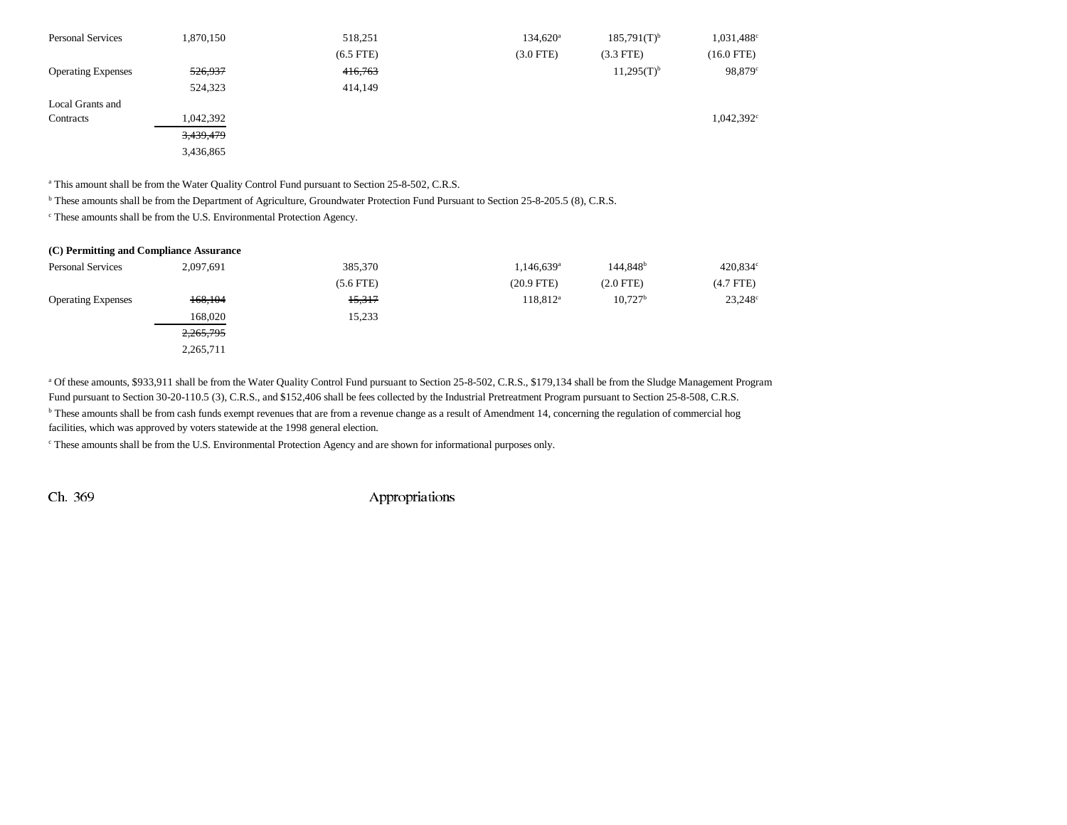| | | | | | | |
|---|---|---|---|---|---|---|
| Personal Services | 1,870,150 | 518,251 | | 134,620[a] | 185,791(T)[b] | 1,031,488[c] |
| | | (6.5 FTE) | | (3.0 FTE) | (3.3 FTE) | (16.0 FTE) |
| Operating Expenses | ~~526,937~~ | ~~416,763~~ | | | 11,295(T)[b] | 98,879[c] |
| | 524,323 | 414,149 | | | | |
| Local Grants and Contracts | 1,042,392 | | | | | 1,042,392[c] |
| | ~~3,439,479~~ | | | | | |
| | 3,436,865 | | | | | |

[a] This amount shall be from the Water Quality Control Fund pursuant to Section 25-8-502, C.R.S.

[b] These amounts shall be from the Department of Agriculture, Groundwater Protection Fund Pursuant to Section 25-8-205.5 (8), C.R.S.

[c] These amounts shall be from the U.S. Environmental Protection Agency.

**(C) Permitting and Compliance Assurance**

| | | | | | | |
|---|---|---|---|---|---|---|
| Personal Services | 2,097,691 | 385,370 | | 1,146,639[a] | 144,848[b] | 420,834[c] |
| | | (5.6 FTE) | | (20.9 FTE) | (2.0 FTE) | (4.7 FTE) |
| Operating Expenses | ~~168,104~~ | ~~15,317~~ | | 118,812[a] | 10,727[b] | 23,248[c] |
| | 168,020 | 15,233 | | | | |
| | ~~2,265,795~~ | | | | | |
| | 2,265,711 | | | | | |

[a] Of these amounts, $933,911 shall be from the Water Quality Control Fund pursuant to Section 25-8-502, C.R.S., $179,134 shall be from the Sludge Management Program Fund pursuant to Section 30-20-110.5 (3), C.R.S., and $152,406 shall be fees collected by the Industrial Pretreatment Program pursuant to Section 25-8-508, C.R.S.

[b] These amounts shall be from cash funds exempt revenues that are from a revenue change as a result of Amendment 14, concerning the regulation of commercial hog facilities, which was approved by voters statewide at the 1998 general election.

[c] These amounts shall be from the U.S. Environmental Protection Agency and are shown for informational purposes only.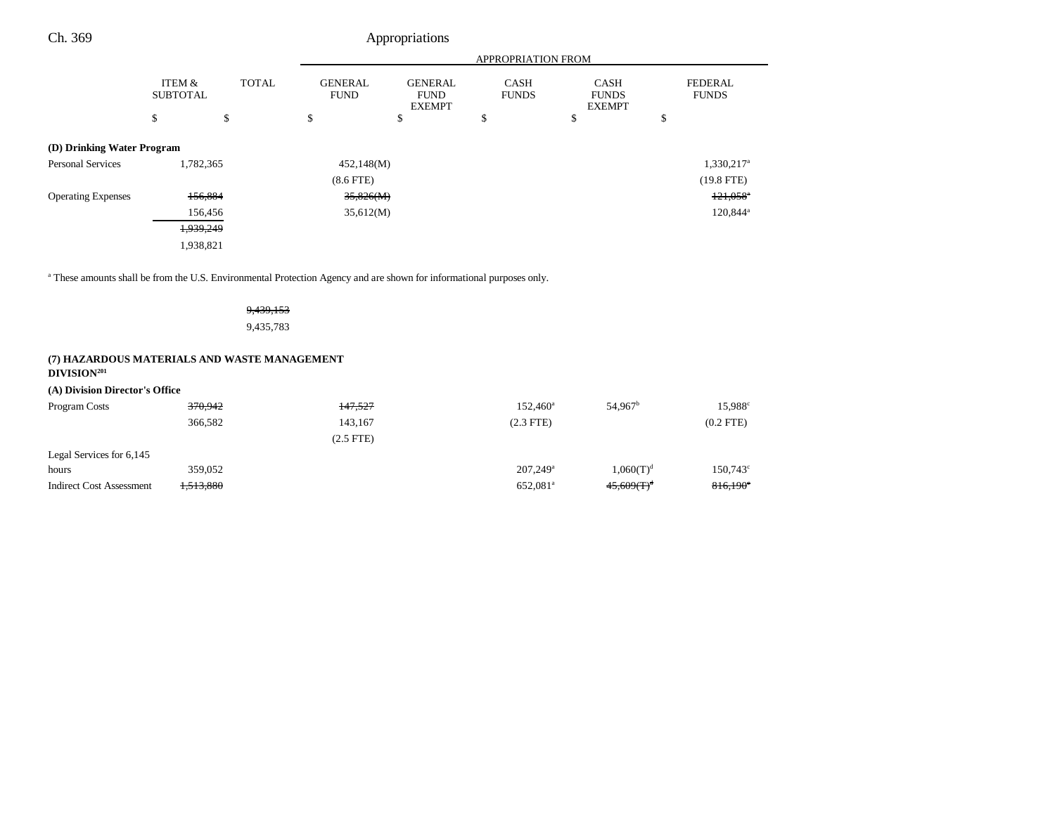| | ITEM & SUBTOTAL | TOTAL | GENERAL FUND | GENERAL FUND EXEMPT | CASH FUNDS | CASH FUNDS EXEMPT | FEDERAL FUNDS |
|---|---|---|---|---|---|---|---|
| | | | APPROPRIATION FROM | | | | |
| | $ | $ | $ | $ | $ | $ | $ |
| **(D) Drinking Water Program** | | | | | | | |
| Personal Services | 1,782,365 | | 452,148(M) | | | | 1,330,217[a] |
| | | | (8.6 FTE) | | | | (19.8 FTE) |
| Operating Expenses | ~~156,884~~ | | ~~35,826(M)~~ | | | | ~~121,058~~[a] |
| | 156,456 | | 35,612(M) | | | | 120,844[a] |
| | ~~1,939,249~~ | | | | | | |
| | 1,938,821 | | | | | | |

[a] These amounts shall be from the U.S. Environmental Protection Agency and are shown for informational purposes only.

| | ITEM & SUBTOTAL | TOTAL | GENERAL FUND | GENERAL FUND EXEMPT | CASH FUNDS | CASH FUNDS EXEMPT | FEDERAL FUNDS |
|---|---|---|---|---|---|---|---|
| | | ~~9,439,153~~ | | | | | |
| | | 9,435,783 | | | | | |

**(7) HAZARDOUS MATERIALS AND WASTE MANAGEMENT DIVISION[201]**

| | ITEM & SUBTOTAL | TOTAL | GENERAL FUND | GENERAL FUND EXEMPT | CASH FUNDS | CASH FUNDS EXEMPT | FEDERAL FUNDS |
|---|---|---|---|---|---|---|---|
| **(A) Division Director's Office** | | | | | | | |
| Program Costs | ~~370,942~~ | | ~~147,527~~ | | 152,460[a] | 54,967[b] | 15,988[c] |
| | 366,582 | | 143,167 | | (2.3 FTE) | | (0.2 FTE) |
| | | | (2.5 FTE) | | | | |
| Legal Services for 6,145 hours | 359,052 | | | | 207,249[a] | 1,060(T)[d] | 150,743[c] |
| Indirect Cost Assessment | ~~1,513,880~~ | | | | 652,081[a] | ~~45,609(T)~~[d] | ~~816,190~~[c] |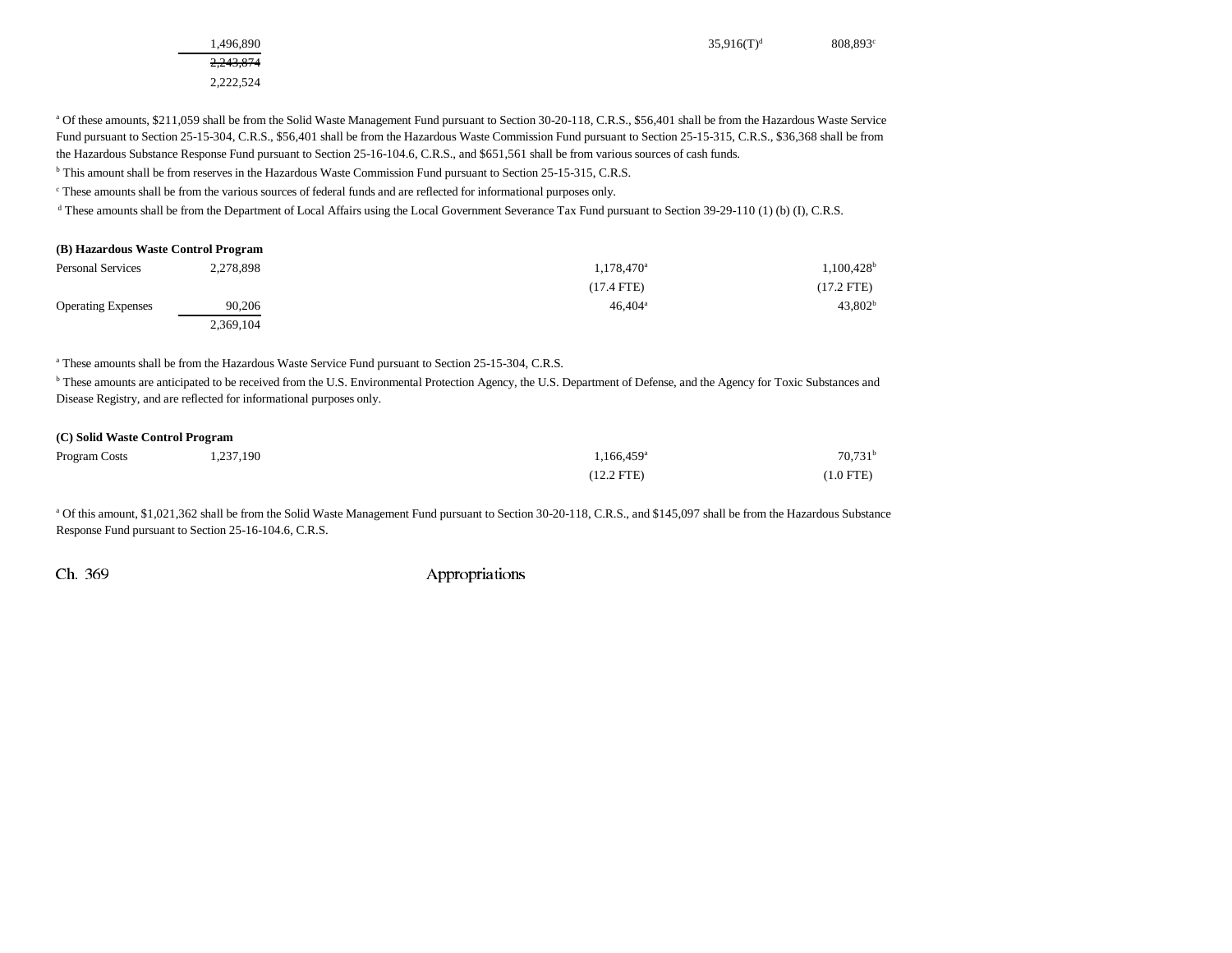| | | | | | | |
|---|---|---|---|---|---|---|
| | 1,496,890 | | | | 35,916(T)[d] | 808,893[c] |
| | ~~2,243,874~~ | | | | | |
| | 2,222,524 | | | | | |

[a] Of these amounts, $211,059 shall be from the Solid Waste Management Fund pursuant to Section 30-20-118, C.R.S., $56,401 shall be from the Hazardous Waste Service Fund pursuant to Section 25-15-304, C.R.S., $56,401 shall be from the Hazardous Waste Commission Fund pursuant to Section 25-15-315, C.R.S., $36,368 shall be from the Hazardous Substance Response Fund pursuant to Section 25-16-104.6, C.R.S., and $651,561 shall be from various sources of cash funds.

[b] This amount shall be from reserves in the Hazardous Waste Commission Fund pursuant to Section 25-15-315, C.R.S.

[c] These amounts shall be from the various sources of federal funds and are reflected for informational purposes only.

[d] These amounts shall be from the Department of Local Affairs using the Local Government Severance Tax Fund pursuant to Section 39-29-110 (1) (b) (I), C.R.S.

**(B) Hazardous Waste Control Program**

| | | | | | | |
|---|---|---|---|---|---|---|
| Personal Services | 2,278,898 | | | 1,178,470[a] | | 1,100,428[b] |
| | | | | (17.4 FTE) | | (17.2 FTE) |
| Operating Expenses | 90,206 | | | 46,404[a] | | 43,802[b] |
| | 2,369,104 | | | | | |

[a] These amounts shall be from the Hazardous Waste Service Fund pursuant to Section 25-15-304, C.R.S.

[b] These amounts are anticipated to be received from the U.S. Environmental Protection Agency, the U.S. Department of Defense, and the Agency for Toxic Substances and Disease Registry, and are reflected for informational purposes only.

**(C) Solid Waste Control Program**

| | | | | | | |
|---|---|---|---|---|---|---|
| Program Costs | 1,237,190 | | | 1,166,459[a] | | 70,731[b] |
| | | | | (12.2 FTE) | | (1.0 FTE) |

[a] Of this amount, $1,021,362 shall be from the Solid Waste Management Fund pursuant to Section 30-20-118, C.R.S., and $145,097 shall be from the Hazardous Substance Response Fund pursuant to Section 25-16-104.6, C.R.S.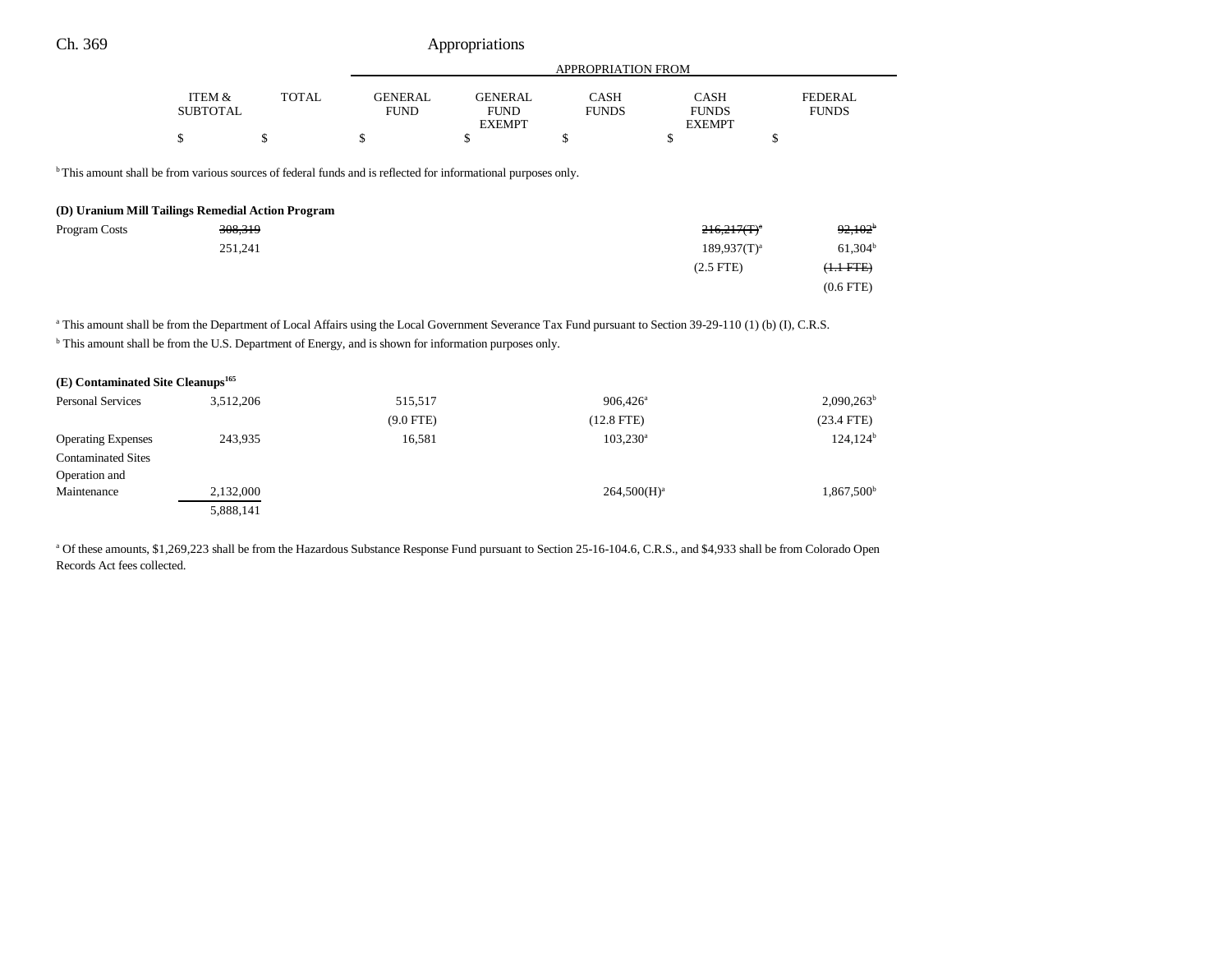| | ITEM & SUBTOTAL | TOTAL | GENERAL FUND | GENERAL FUND EXEMPT | CASH FUNDS | CASH FUNDS EXEMPT | FEDERAL FUNDS |
|---|---|---|---|---|---|---|---|
| | | | APPROPRIATION FROM | | | | |
| | $ | $ | $ | $ | $ | $ | $ |

[b] This amount shall be from various sources of federal funds and is reflected for informational purposes only.

**(D) Uranium Mill Tailings Remedial Action Program**

| | ITEM & SUBTOTAL | TOTAL | GENERAL FUND | GENERAL FUND EXEMPT | CASH FUNDS | CASH FUNDS EXEMPT | FEDERAL FUNDS |
|---|---|---|---|---|---|---|---|
| Program Costs | ~~308,319~~ | | | | | ~~216,217(T)[a]~~ | ~~92,102[b]~~ |
| | 251,241 | | | | | 189,937(T)[a] | 61,304[b] |
| | | | | | | (2.5 FTE) | ~~(1.1 FTE)~~ |
| | | | | | | | (0.6 FTE) |

[a] This amount shall be from the Department of Local Affairs using the Local Government Severance Tax Fund pursuant to Section 39-29-110 (1) (b) (I), C.R.S.

[b] This amount shall be from the U.S. Department of Energy, and is shown for information purposes only.

**(E) Contaminated Site Cleanups[165]**

| | ITEM & SUBTOTAL | TOTAL | GENERAL FUND | GENERAL FUND EXEMPT | CASH FUNDS | CASH FUNDS EXEMPT | FEDERAL FUNDS |
|---|---|---|---|---|---|---|---|
| Personal Services | 3,512,206 | | 515,517 | | 906,426[a] | | 2,090,263[b] |
| | | | (9.0 FTE) | | (12.8 FTE) | | (23.4 FTE) |
| Operating Expenses | 243,935 | | 16,581 | | 103,230[a] | | 124,124[b] |
| Contaminated Sites Operation and Maintenance | 2,132,000 | | | | 264,500(H)[a] | | 1,867,500[b] |
| | 5,888,141 | | | | | | |

[a] Of these amounts, $1,269,223 shall be from the Hazardous Substance Response Fund pursuant to Section 25-16-104.6, C.R.S., and $4,933 shall be from Colorado Open Records Act fees collected.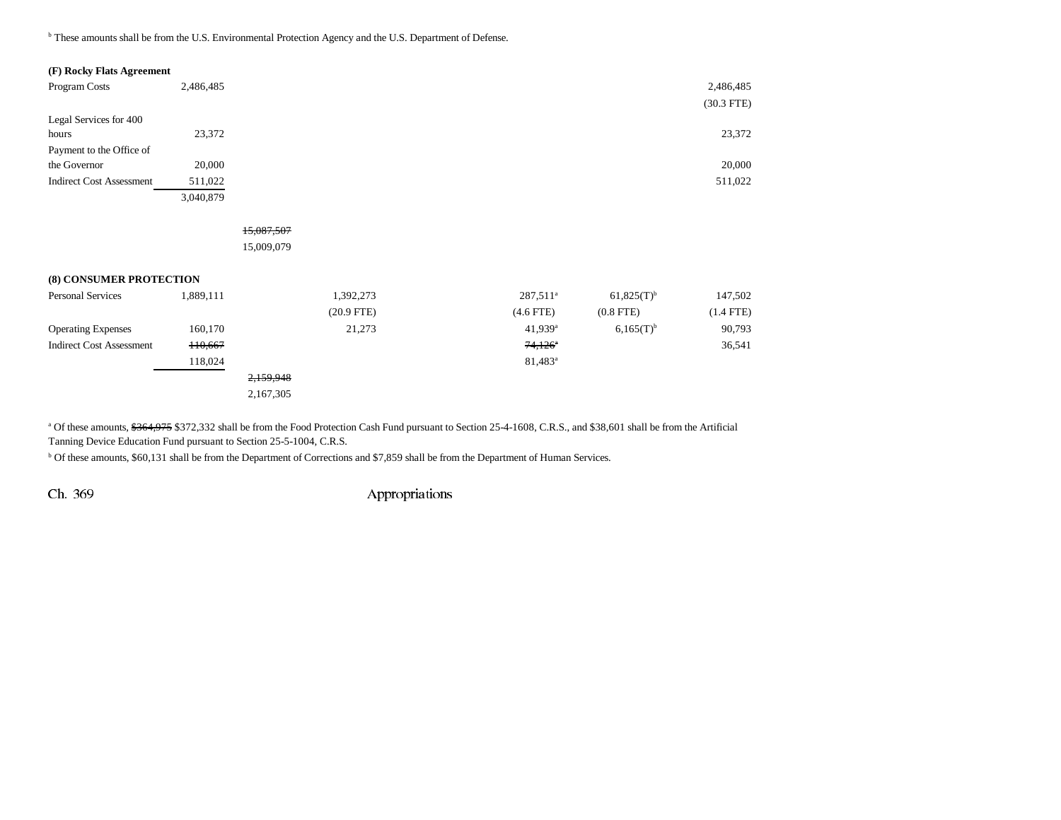[b] These amounts shall be from the U.S. Environmental Protection Agency and the U.S. Department of Defense.

**(F) Rocky Flats Agreement**

| | | | | | | | |
|---|---|---|---|---|---|---|---|
| Program Costs | 2,486,485 | | | | | | 2,486,485 |
| | | | | | | | (30.3 FTE) |
| Legal Services for 400 hours | 23,372 | | | | | | 23,372 |
| Payment to the Office of the Governor | 20,000 | | | | | | 20,000 |
| Indirect Cost Assessment | 511,022 | | | | | | 511,022 |
| | 3,040,879 | | | | | | |
| | | ~~15,087,507~~ | | | | | |
| | | 15,009,079 | | | | | |

**(8) CONSUMER PROTECTION**

| | | | | | | | |
|---|---|---|---|---|---|---|---|
| Personal Services | 1,889,111 | | 1,392,273 | | 287,511[a] | 61,825(T)[b] | 147,502 |
| | | | (20.9 FTE) | | (4.6 FTE) | (0.8 FTE) | (1.4 FTE) |
| Operating Expenses | 160,170 | | 21,273 | | 41,939[a] | 6,165(T)[b] | 90,793 |
| Indirect Cost Assessment | ~~110,667~~ | | | | ~~74,126~~[a] | | 36,541 |
| | 118,024 | | | | 81,483[a] | | |
| | | ~~2,159,948~~ | | | | | |
| | | 2,167,305 | | | | | |

[a] Of these amounts, ~~$364,975~~ $372,332 shall be from the Food Protection Cash Fund pursuant to Section 25-4-1608, C.R.S., and $38,601 shall be from the Artificial Tanning Device Education Fund pursuant to Section 25-5-1004, C.R.S.

[b] Of these amounts, $60,131 shall be from the Department of Corrections and $7,859 shall be from the Department of Human Services.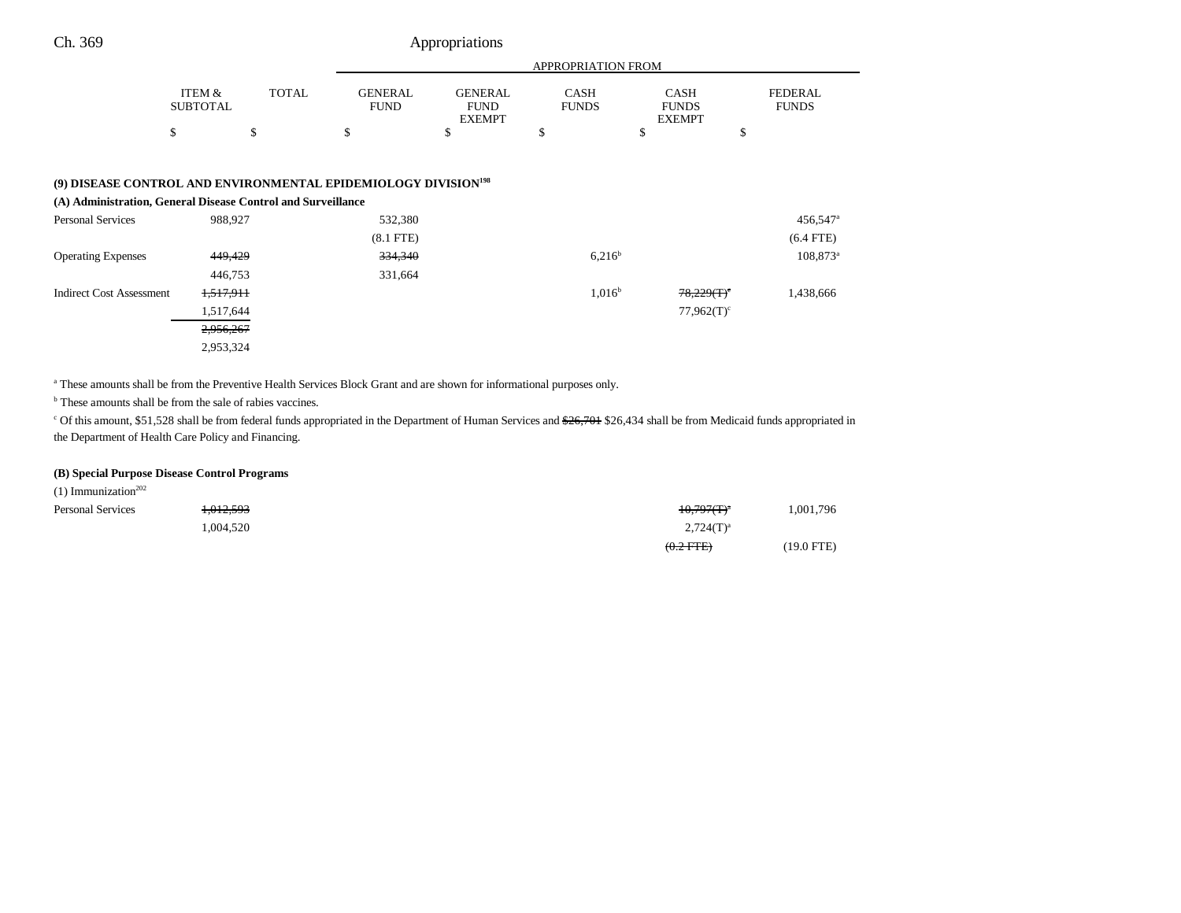| | ITEM & SUBTOTAL | TOTAL | GENERAL FUND | GENERAL FUND EXEMPT | CASH FUNDS | CASH FUNDS EXEMPT | FEDERAL FUNDS |
|---|---|---|---|---|---|---|---|
| | | | APPROPRIATION FROM | | | | |
| | $ | $ | $ | $ | $ | $ | $ |

**(9) DISEASE CONTROL AND ENVIRONMENTAL EPIDEMIOLOGY DIVISION**[198]

**(A) Administration, General Disease Control and Surveillance**

| | ITEM & SUBTOTAL | TOTAL | GENERAL FUND | GENERAL FUND EXEMPT | CASH FUNDS | CASH FUNDS EXEMPT | FEDERAL FUNDS |
|---|---|---|---|---|---|---|---|
| Personal Services | 988,927 | | 532,380 | | | | 456,547[a] |
| | | | (8.1 FTE) | | | | (6.4 FTE) |
| Operating Expenses | ~~449,429~~ | | ~~334,340~~ | | 6,216[b] | | 108,873[a] |
| | 446,753 | | 331,664 | | | | |
| Indirect Cost Assessment | ~~1,517,911~~ | | | | 1,016[b] | ~~78,229(T)[c]~~ | 1,438,666 |
| | 1,517,644 | | | | | 77,962(T)[c] | |
| | ~~2,956,267~~ | | | | | | |
| | 2,953,324 | | | | | | |

[a] These amounts shall be from the Preventive Health Services Block Grant and are shown for informational purposes only.

[b] These amounts shall be from the sale of rabies vaccines.

[c] Of this amount, $51,528 shall be from federal funds appropriated in the Department of Human Services and ~~$26,701~~ $26,434 shall be from Medicaid funds appropriated in the Department of Health Care Policy and Financing.

**(B) Special Purpose Disease Control Programs**

(1) Immunization[202]

| | ITEM & SUBTOTAL | TOTAL | GENERAL FUND | GENERAL FUND EXEMPT | CASH FUNDS | CASH FUNDS EXEMPT | FEDERAL FUNDS |
|---|---|---|---|---|---|---|---|
| Personal Services | ~~1,012,593~~ | | | | | ~~10,797(T)[a]~~ | 1,001,796 |
| | 1,004,520 | | | | | 2,724(T)[a] | |
| | | | | | | ~~(0.2 FTE)~~ | (19.0 FTE) |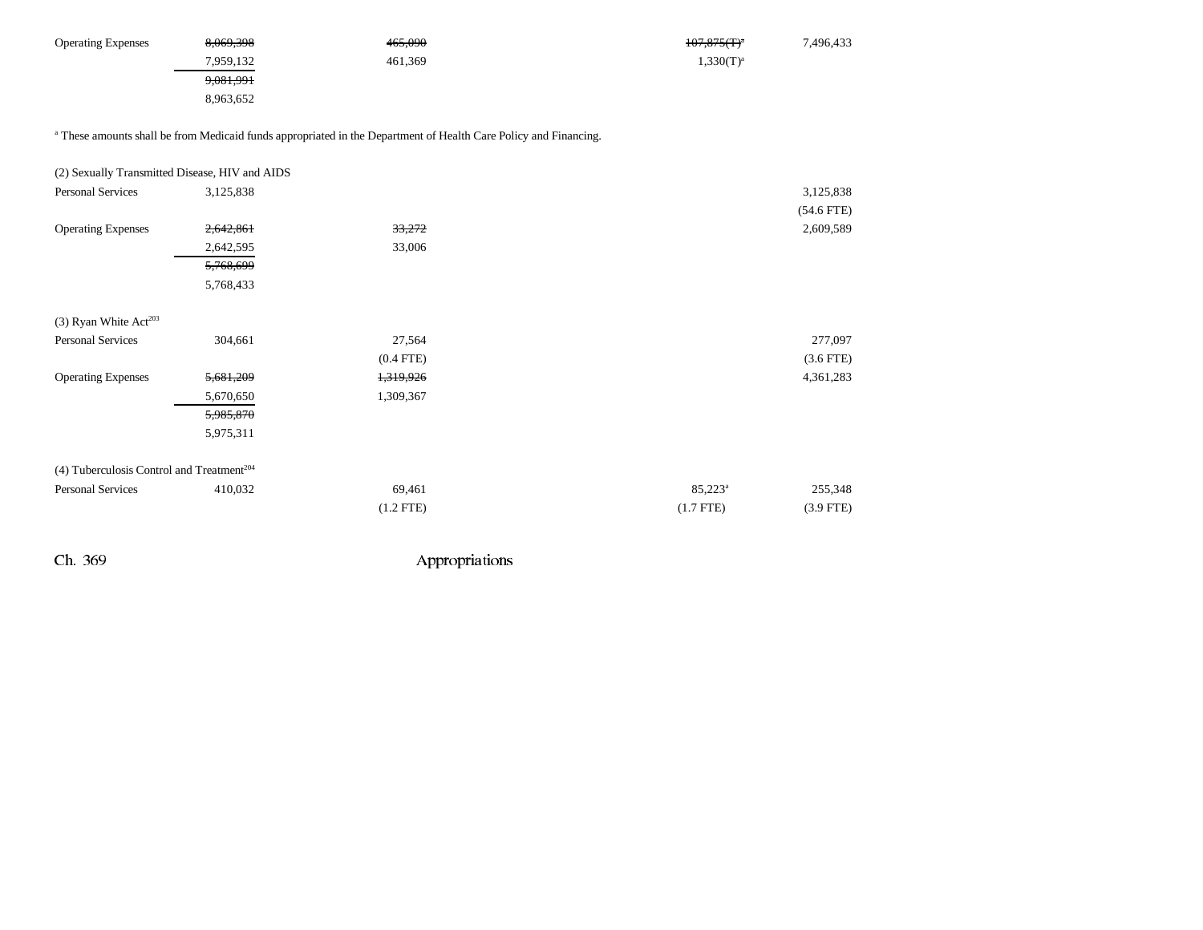| | | | | | |
|---|---|---|---|---|---|
| Operating Expenses | ~~8,069,398~~ | ~~465,090~~ | | ~~107,875(T)[a]~~ | 7,496,433 |
| | 7,959,132 | 461,369 | | 1,330(T)[a] | |
| | ~~9,081,991~~ | | | | |
| | 8,963,652 | | | | |

[a] These amounts shall be from Medicaid funds appropriated in the Department of Health Care Policy and Financing.

| | | | | | |
|---|---|---|---|---|---|
| (2) Sexually Transmitted Disease, HIV and AIDS | | | | | |
| Personal Services | 3,125,838 | | | | 3,125,838 |
| | | | | | (54.6 FTE) |
| Operating Expenses | ~~2,642,861~~ | ~~33,272~~ | | | 2,609,589 |
| | 2,642,595 | 33,006 | | | |
| | ~~5,768,699~~ | | | | |
| | 5,768,433 | | | | |
| | | | | | |
| (3) Ryan White Act[203] | | | | | |
| Personal Services | 304,661 | 27,564 | | | 277,097 |
| | | (0.4 FTE) | | | (3.6 FTE) |
| Operating Expenses | ~~5,681,209~~ | ~~1,319,926~~ | | | 4,361,283 |
| | 5,670,650 | 1,309,367 | | | |
| | ~~5,985,870~~ | | | | |
| | 5,975,311 | | | | |
| | | | | | |
| (4) Tuberculosis Control and Treatment[204] | | | | | |
| Personal Services | 410,032 | 69,461 | | 85,223[a] | 255,348 |
| | | (1.2 FTE) | | (1.7 FTE) | (3.9 FTE) |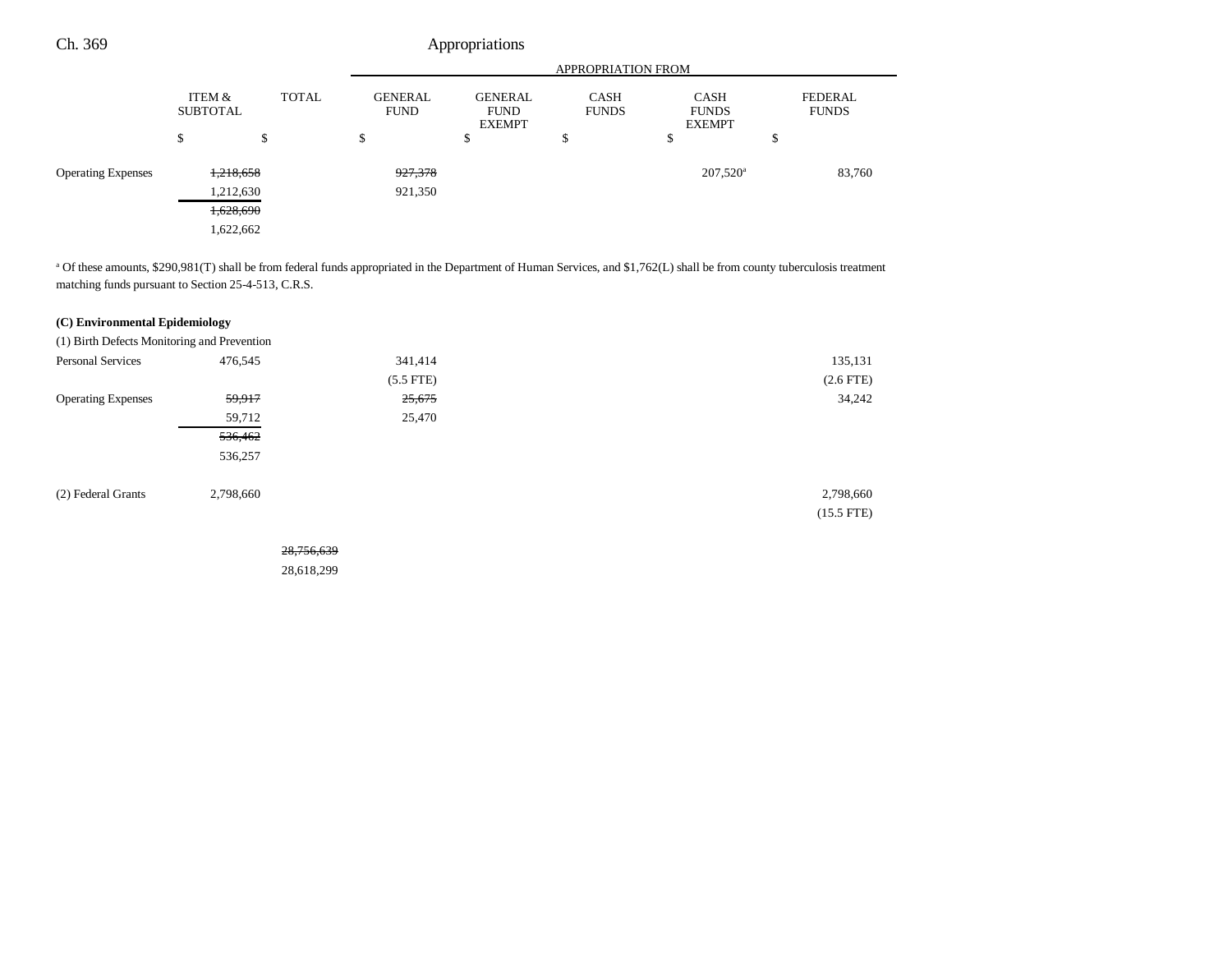| | ITEM & SUBTOTAL | TOTAL | APPROPRIATION FROM GENERAL FUND | GENERAL FUND EXEMPT | CASH FUNDS | CASH FUNDS EXEMPT | FEDERAL FUNDS |
|---|---|---|---|---|---|---|---|
| | $ | $ | $ | $ | $ | $ | $ |
| Operating Expenses | ~~1,218,658~~ | | ~~927,378~~ | | | 207,520[a] | 83,760 |
| | 1,212,630 | | 921,350 | | | | |
| | ~~1,628,690~~ | | | | | | |
| | 1,622,662 | | | | | | |

[a] Of these amounts, $290,981(T) shall be from federal funds appropriated in the Department of Human Services, and $1,762(L) shall be from county tuberculosis treatment matching funds pursuant to Section 25-4-513, C.R.S.

**(C) Environmental Epidemiology**

| | ITEM & SUBTOTAL | TOTAL | GENERAL FUND | GENERAL FUND EXEMPT | CASH FUNDS | CASH FUNDS EXEMPT | FEDERAL FUNDS |
|---|---|---|---|---|---|---|---|
| (1) Birth Defects Monitoring and Prevention | | | | | | | |
| Personal Services | 476,545 | | 341,414 | | | | 135,131 |
| | | | (5.5 FTE) | | | | (2.6 FTE) |
| Operating Expenses | ~~59,917~~ | | ~~25,675~~ | | | | 34,242 |
| | 59,712 | | 25,470 | | | | |
| | ~~536,462~~ | | | | | | |
| | 536,257 | | | | | | |
| (2) Federal Grants | 2,798,660 | | | | | | 2,798,660 |
| | | | | | | | (15.5 FTE) |
| | | ~~28,756,639~~ | | | | | |
| | | 28,618,299 | | | | | |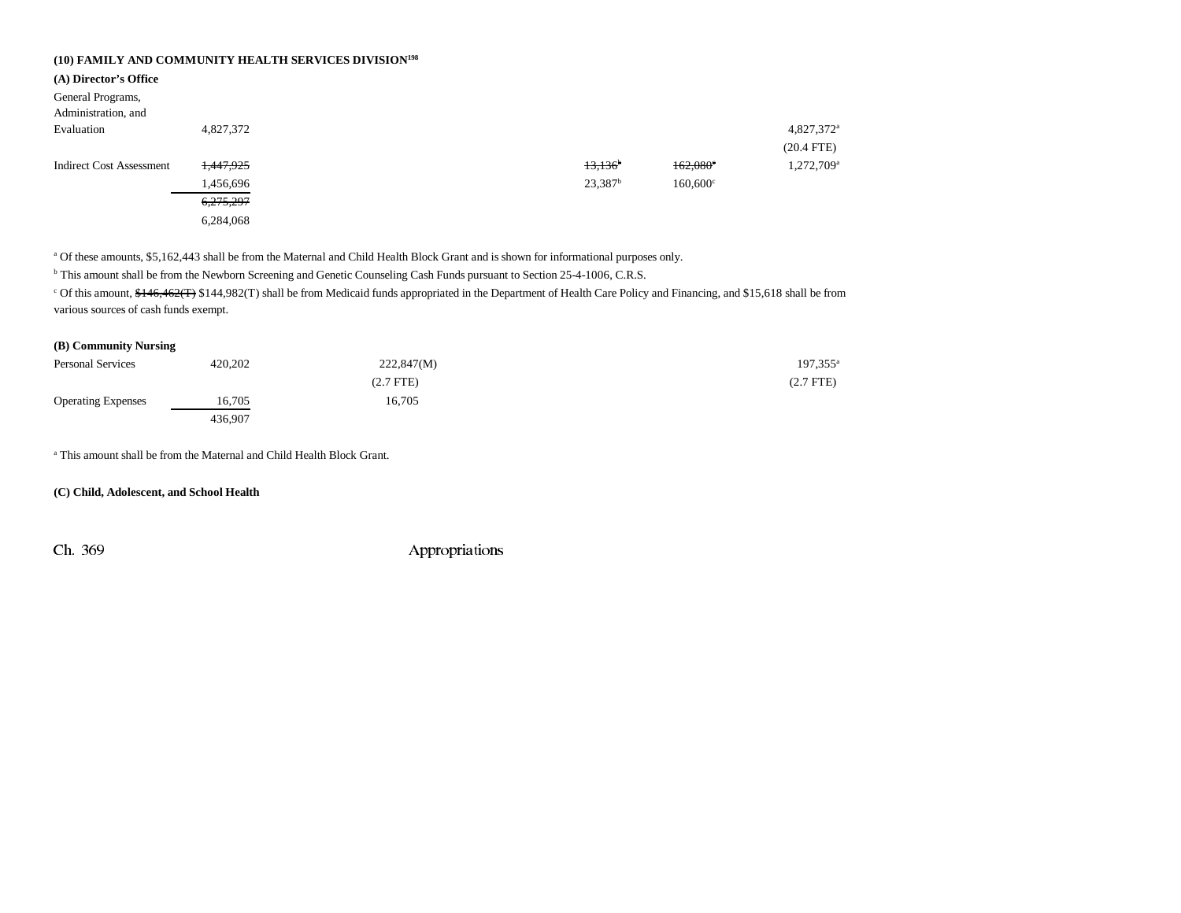**(10) FAMILY AND COMMUNITY HEALTH SERVICES DIVISION[198]**

**(A) Director's Office**

| | | | | | |
|---|---|---|---|---|---|
| General Programs, Administration, and Evaluation | 4,827,372 | | | | 4,827,372[a] |
| | | | | | (20.4 FTE) |
| Indirect Cost Assessment | ~~1,447,925~~ | | ~~13,136~~[b] | ~~162,080~~[c] | 1,272,709[a] |
| | 1,456,696 | | 23,387[b] | 160,600[c] | |
| | ~~6,275,297~~ | | | | |
| | 6,284,068 | | | | |

[a] Of these amounts, $5,162,443 shall be from the Maternal and Child Health Block Grant and is shown for informational purposes only.

[b] This amount shall be from the Newborn Screening and Genetic Counseling Cash Funds pursuant to Section 25-4-1006, C.R.S.

[c] Of this amount, ~~$146,462(T)~~ $144,982(T) shall be from Medicaid funds appropriated in the Department of Health Care Policy and Financing, and $15,618 shall be from various sources of cash funds exempt.

**(B) Community Nursing**

| | | | |
|---|---|---|---|
| Personal Services | 420,202 | 222,847(M) | 197,355[a] |
| | | (2.7 FTE) | (2.7 FTE) |
| Operating Expenses | 16,705 | 16,705 | |
| | 436,907 | | |

[a] This amount shall be from the Maternal and Child Health Block Grant.

**(C) Child, Adolescent, and School Health**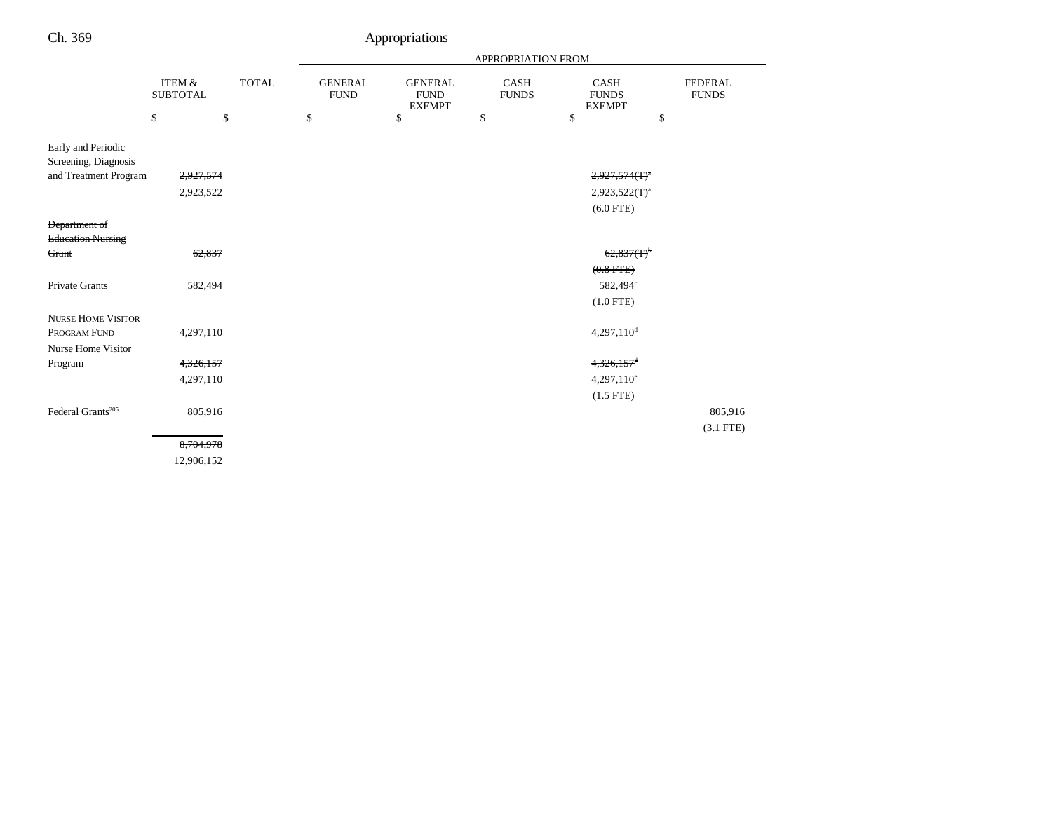| | ITEM & SUBTOTAL | TOTAL | GENERAL FUND | GENERAL FUND EXEMPT | CASH FUNDS | CASH FUNDS EXEMPT | FEDERAL FUNDS |
|---|---|---|---|---|---|---|---|
| | | | APPROPRIATION FROM | | | | |
| | $ | $ | $ | $ | $ | $ | $ |
| Early and Periodic Screening, Diagnosis and Treatment Program | ~~2,927,574~~ | | | | | ~~2,927,574(T)[a]~~ | |
| | 2,923,522 | | | | | 2,923,522(T)[a] | |
| | | | | | | (6.0 FTE) | |
| ~~Department of Education Nursing Grant~~ | ~~62,837~~ | | | | | ~~62,837(T)[b]~~ | |
| | | | | | | ~~(0.8 FTE)~~ | |
| Private Grants | 582,494 | | | | | 582,494[c] | |
| | | | | | | (1.0 FTE) | |
| NURSE HOME VISITOR PROGRAM FUND | 4,297,110 | | | | | 4,297,110[d] | |
| Nurse Home Visitor Program | ~~4,326,157~~ | | | | | ~~4,326,157[d]~~ | |
| | 4,297,110 | | | | | 4,297,110[e] | |
| | | | | | | (1.5 FTE) | |
| Federal Grants[205] | 805,916 | | | | | | 805,916 |
| | | | | | | | (3.1 FTE) |
| | ~~8,704,978~~ | | | | | | |
| | 12,906,152 | | | | | | |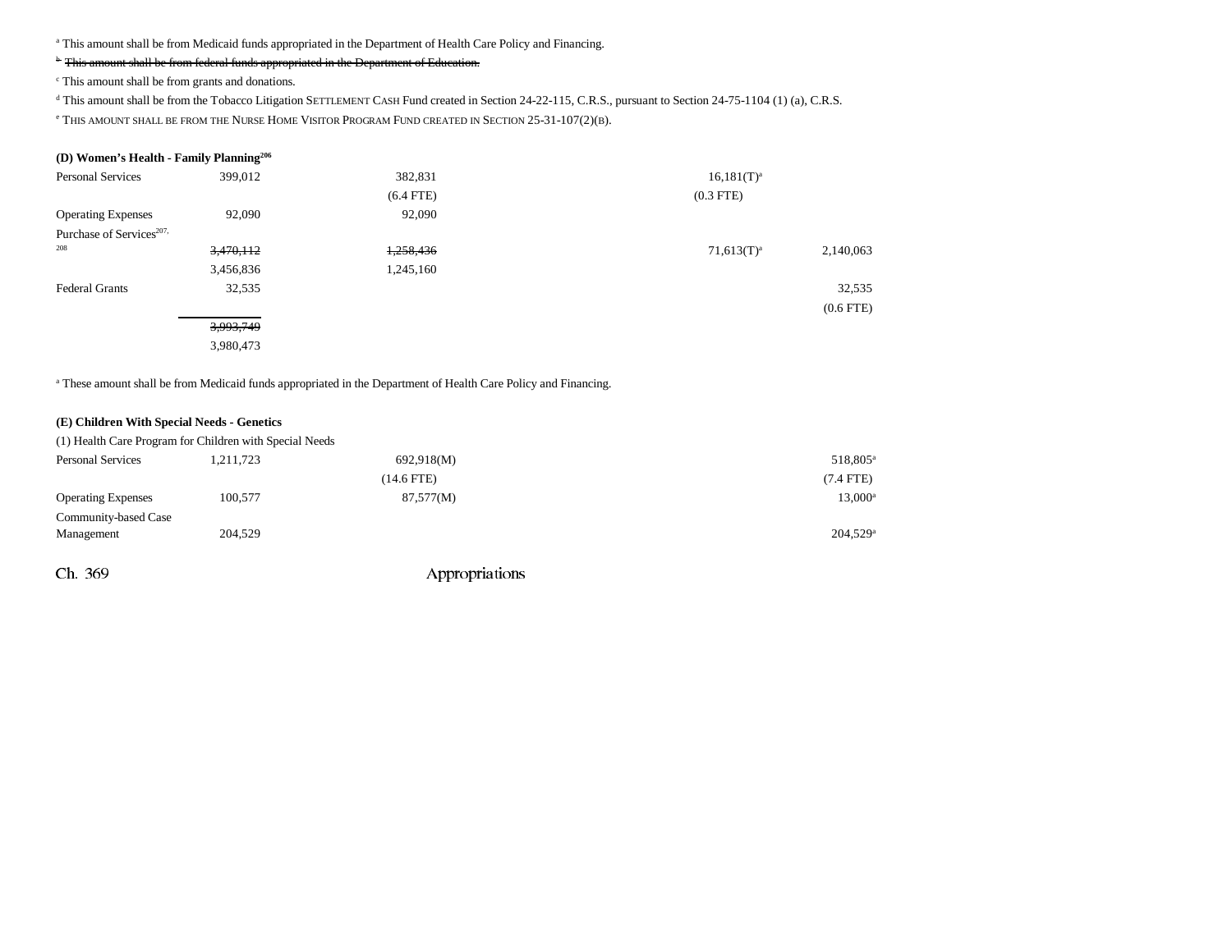[a] This amount shall be from Medicaid funds appropriated in the Department of Health Care Policy and Financing.

~~[b] This amount shall be from federal funds appropriated in the Department of Education.~~

[c] This amount shall be from grants and donations.

[d] This amount shall be from the Tobacco Litigation SETTLEMENT CASH Fund created in Section 24-22-115, C.R.S., pursuant to Section 24-75-1104 (1) (a), C.R.S.

[e] THIS AMOUNT SHALL BE FROM THE NURSE HOME VISITOR PROGRAM FUND CREATED IN SECTION 25-31-107(2)(B).

**(D) Women's Health - Family Planning[206]**

| | | | | | |
|---|---|---|---|---|---|
| Personal Services | 399,012 | 382,831 | | 16,181(T)[a] | |
| | | (6.4 FTE) | | (0.3 FTE) | |
| Operating Expenses | 92,090 | 92,090 | | | |
| Purchase of Services[207, 208] | ~~3,470,112~~ | ~~1,258,436~~ | | 71,613(T)[a] | 2,140,063 |
| | 3,456,836 | 1,245,160 | | | |
| Federal Grants | 32,535 | | | | 32,535 |
| | | | | | (0.6 FTE) |
| | ~~3,993,749~~ | | | | |
| | 3,980,473 | | | | |

[a] These amount shall be from Medicaid funds appropriated in the Department of Health Care Policy and Financing.

**(E) Children With Special Needs - Genetics**

(1) Health Care Program for Children with Special Needs

| | | | | | |
|---|---|---|---|---|---|
| Personal Services | 1,211,723 | 692,918(M) | | | 518,805[a] |
| | | (14.6 FTE) | | | (7.4 FTE) |
| Operating Expenses | 100,577 | 87,577(M) | | | 13,000[a] |
| Community-based Case Management | 204,529 | | | | 204,529[a] |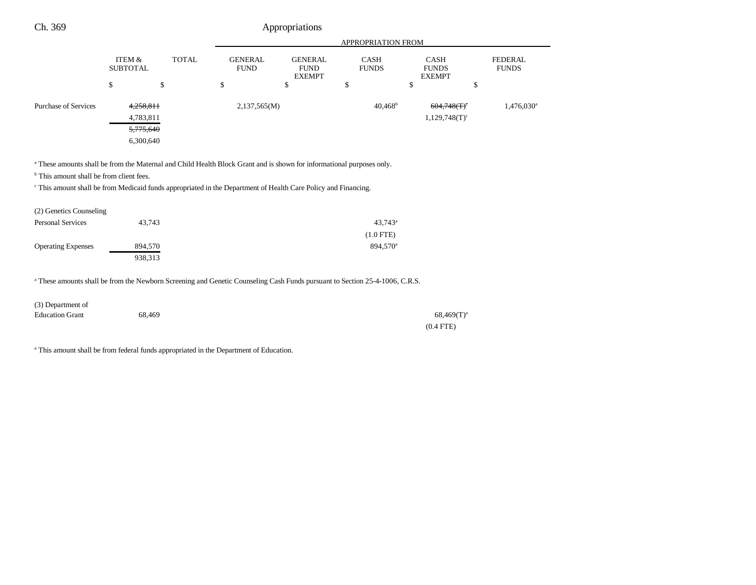| | ITEM & SUBTOTAL | TOTAL | APPROPRIATION FROM GENERAL FUND | GENERAL FUND EXEMPT | CASH FUNDS | CASH FUNDS EXEMPT | FEDERAL FUNDS |
|---|---|---|---|---|---|---|---|
| | $ | $ | $ | $ | $ | $ | $ |
| Purchase of Services | ~~4,258,811~~ | | 2,137,565(M) | | 40,468[b] | ~~604,748(T)[c]~~ | 1,476,030[a] |
| | 4,783,811 | | | | | 1,129,748(T)[c] | |
| | ~~5,775,640~~ | | | | | | |
| | 6,300,640 | | | | | | |

[a] These amounts shall be from the Maternal and Child Health Block Grant and is shown for informational purposes only.

[b] This amount shall be from client fees.

[c] This amount shall be from Medicaid funds appropriated in the Department of Health Care Policy and Financing.

| | ITEM & SUBTOTAL | TOTAL | GENERAL FUND | GENERAL FUND EXEMPT | CASH FUNDS | CASH FUNDS EXEMPT | FEDERAL FUNDS |
|---|---|---|---|---|---|---|---|
| (2) Genetics Counseling | | | | | | | |
| Personal Services | 43,743 | | | | 43,743[a] | | |
| | | | | | (1.0 FTE) | | |
| Operating Expenses | 894,570 | | | | 894,570[a] | | |
| | 938,313 | | | | | | |

[a] These amounts shall be from the Newborn Screening and Genetic Counseling Cash Funds pursuant to Section 25-4-1006, C.R.S.

| | ITEM & SUBTOTAL | TOTAL | GENERAL FUND | GENERAL FUND EXEMPT | CASH FUNDS | CASH FUNDS EXEMPT | FEDERAL FUNDS |
|---|---|---|---|---|---|---|---|
| (3) Department of Education Grant | 68,469 | | | | | 68,469(T)[a] | |
| | | | | | | (0.4 FTE) | |

[a] This amount shall be from federal funds appropriated in the Department of Education.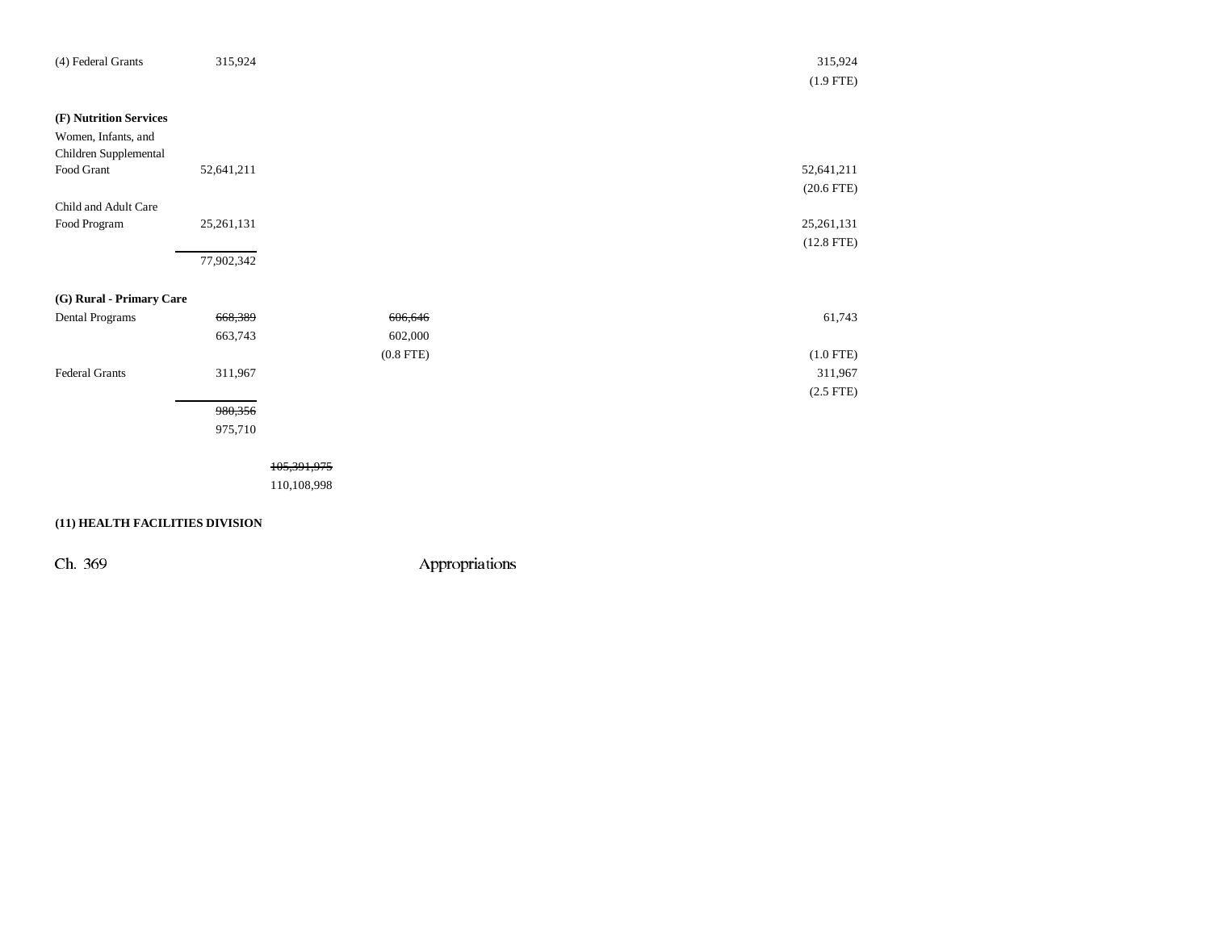| | | | | | | |
|---|---|---|---|---|---|---|
| (4) Federal Grants | 315,924 | | | | | 315,924<br>(1.9 FTE) |
| **(F) Nutrition Services** | | | | | | |
| Women, Infants, and Children Supplemental Food Grant | 52,641,211 | | | | | 52,641,211<br>(20.6 FTE) |
| Child and Adult Care Food Program | 25,261,131 | | | | | 25,261,131<br>(12.8 FTE) |
| | 77,902,342 | | | | | |
| **(G) Rural - Primary Care** | | | | | | |
| Dental Programs | ~~668,389~~<br>663,743 | | ~~606,646~~<br>602,000<br>(0.8 FTE) | | | 61,743<br><br>(1.0 FTE) |
| Federal Grants | 311,967 | | | | | 311,967<br>(2.5 FTE) |
| | ~~980,356~~<br>975,710 | | | | | |
| | | ~~105,391,975~~<br>110,108,998 | | | | |

**(11) HEALTH FACILITIES DIVISION**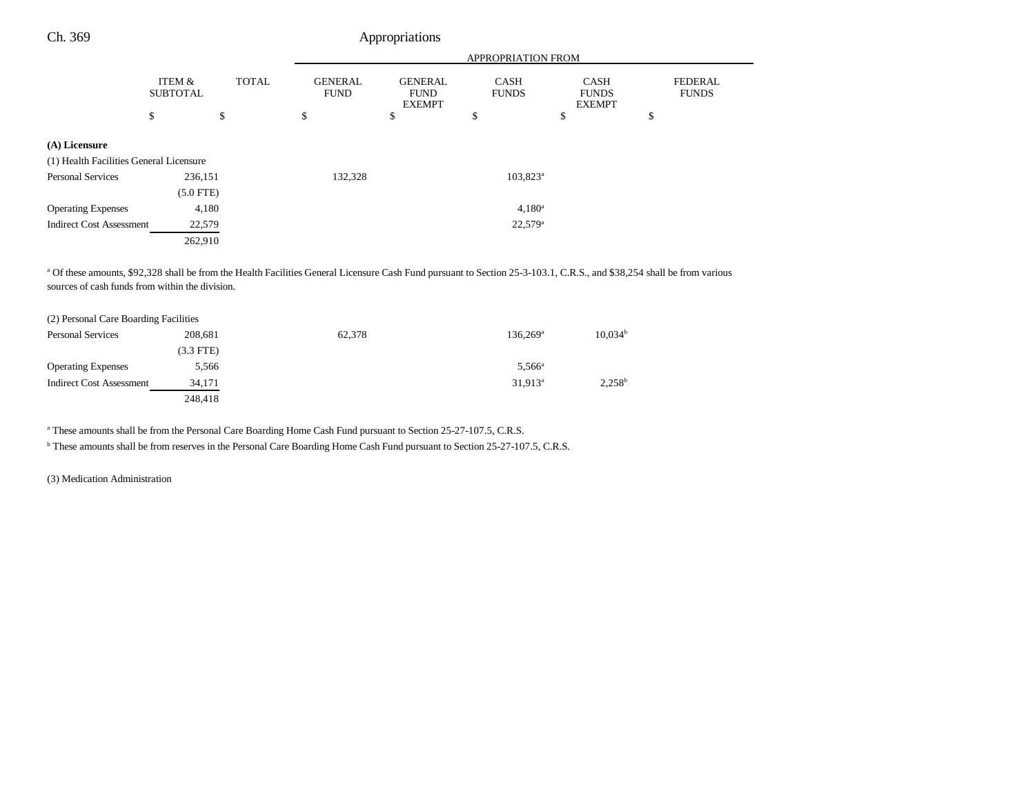| | ITEM & SUBTOTAL | TOTAL | APPROPRIATION FROM GENERAL FUND | GENERAL FUND EXEMPT | CASH FUNDS | CASH FUNDS EXEMPT | FEDERAL FUNDS |
|---|---|---|---|---|---|---|---|
| | $ | $ | $ | $ | $ | $ | $ |
| **(A) Licensure** | | | | | | | |
| (1) Health Facilities General Licensure | | | | | | | |
| Personal Services | 236,151 | | 132,328 | | 103,823[a] | | |
| | (5.0 FTE) | | | | | | |
| Operating Expenses | 4,180 | | | | 4,180[a] | | |
| Indirect Cost Assessment | 22,579 | | | | 22,579[a] | | |
| | 262,910 | | | | | | |

[a] Of these amounts, $92,328 shall be from the Health Facilities General Licensure Cash Fund pursuant to Section 25-3-103.1, C.R.S., and $38,254 shall be from various sources of cash funds from within the division.

| | ITEM & SUBTOTAL | TOTAL | GENERAL FUND | GENERAL FUND EXEMPT | CASH FUNDS | CASH FUNDS EXEMPT | FEDERAL FUNDS |
|---|---|---|---|---|---|---|---|
| (2) Personal Care Boarding Facilities | | | | | | | |
| Personal Services | 208,681 | | 62,378 | | 136,269[a] | 10,034[b] | |
| | (3.3 FTE) | | | | | | |
| Operating Expenses | 5,566 | | | | 5,566[a] | | |
| Indirect Cost Assessment | 34,171 | | | | 31,913[a] | 2,258[b] | |
| | 248,418 | | | | | | |

[a] These amounts shall be from the Personal Care Boarding Home Cash Fund pursuant to Section 25-27-107.5, C.R.S.

[b] These amounts shall be from reserves in the Personal Care Boarding Home Cash Fund pursuant to Section 25-27-107.5, C.R.S.

(3) Medication Administration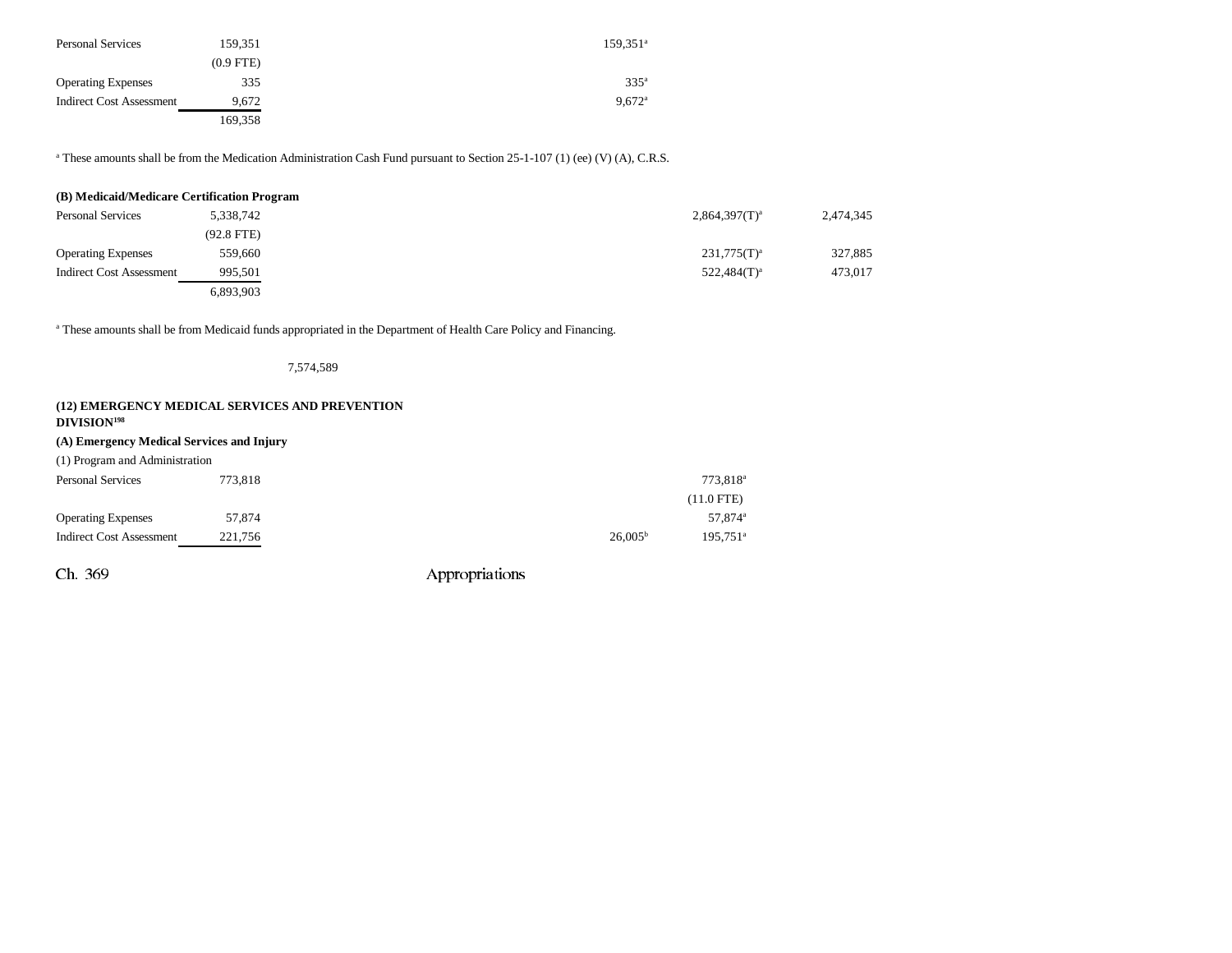| | | | | | | | |
|---|---|---|---|---|---|---|---|
| Personal Services | 159,351 | | | 159,351[a] | | | |
| | (0.9 FTE) | | | | | | |
| Operating Expenses | 335 | | | 335[a] | | | |
| Indirect Cost Assessment | 9,672 | | | 9,672[a] | | | |
| | 169,358 | | | | | | |

[a] These amounts shall be from the Medication Administration Cash Fund pursuant to Section 25-1-107 (1) (ee) (V) (A), C.R.S.

**(B) Medicaid/Medicare Certification Program**

| | | | | | | | |
|---|---|---|---|---|---|---|---|
| Personal Services | 5,338,742 | | | | | 2,864,397(T)[a] | 2,474,345 |
| | (92.8 FTE) | | | | | | |
| Operating Expenses | 559,660 | | | | | 231,775(T)[a] | 327,885 |
| Indirect Cost Assessment | 995,501 | | | | | 522,484(T)[a] | 473,017 |
| | 6,893,903 | | | | | | |

[a] These amounts shall be from Medicaid funds appropriated in the Department of Health Care Policy and Financing.

| | | | | | | | |
|---|---|---|---|---|---|---|---|
| | | 7,574,589 | | | | | |

**(12) EMERGENCY MEDICAL SERVICES AND PREVENTION DIVISION[198]**

**(A) Emergency Medical Services and Injury**

(1) Program and Administration

| | | | | | | | |
|---|---|---|---|---|---|---|---|
| Personal Services | 773,818 | | | | 773,818[a] | | |
| | | | | | (11.0 FTE) | | |
| Operating Expenses | 57,874 | | | | 57,874[a] | | |
| Indirect Cost Assessment | 221,756 | | | 26,005[b] | 195,751[a] | | |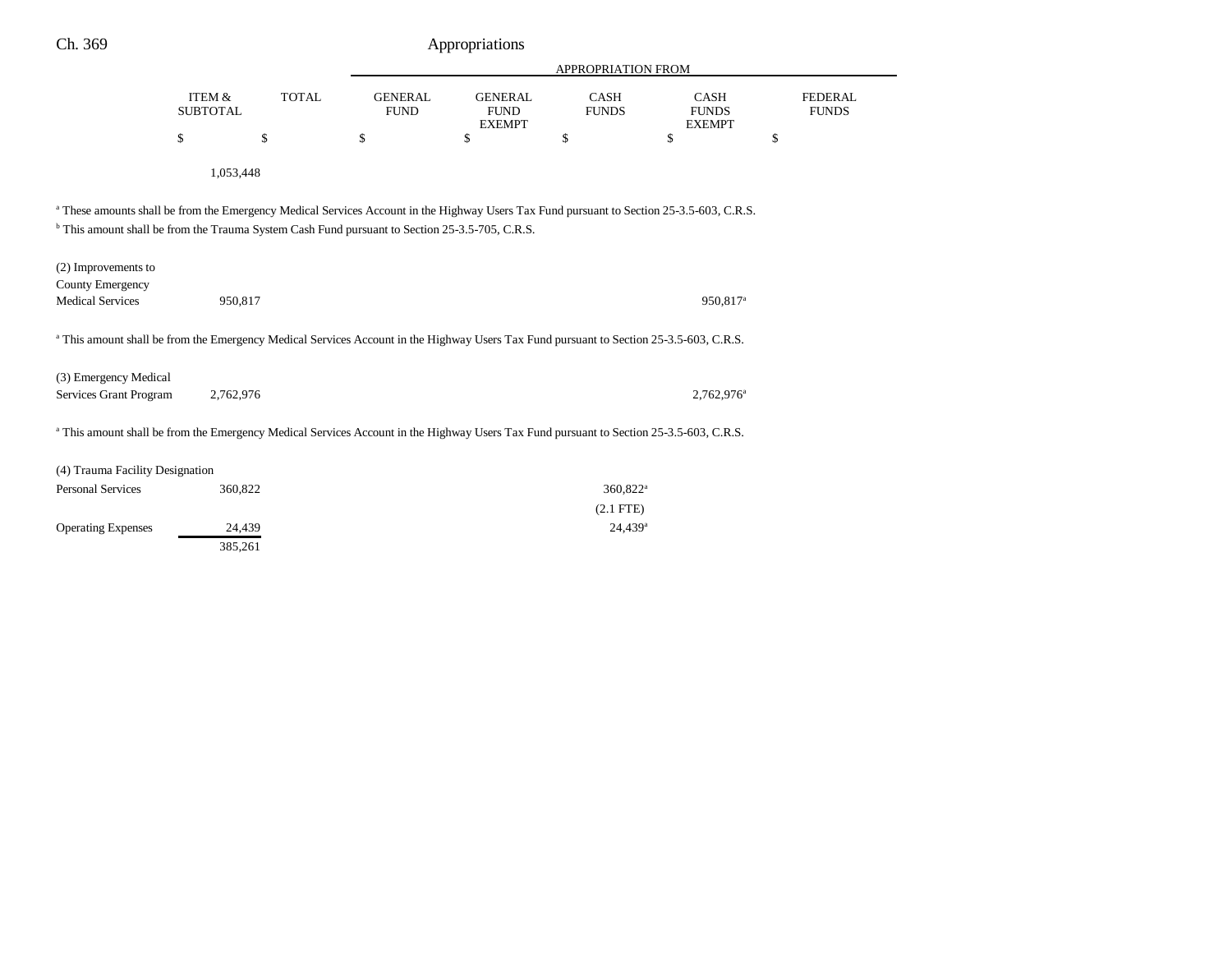| | ITEM & SUBTOTAL | TOTAL | GENERAL FUND | GENERAL FUND EXEMPT | CASH FUNDS | CASH FUNDS EXEMPT | FEDERAL FUNDS |
|---|---|---|---|---|---|---|---|
| | $ | $ | $ | $ | $ | $ | $ |
| | 1,053,448 | | | | | | |

[a] These amounts shall be from the Emergency Medical Services Account in the Highway Users Tax Fund pursuant to Section 25-3.5-603, C.R.S.
[b] This amount shall be from the Trauma System Cash Fund pursuant to Section 25-3.5-705, C.R.S.

| | ITEM & SUBTOTAL | TOTAL | GENERAL FUND | GENERAL FUND EXEMPT | CASH FUNDS | CASH FUNDS EXEMPT | FEDERAL FUNDS |
|---|---|---|---|---|---|---|---|
| (2) Improvements to County Emergency Medical Services | 950,817 | | | | | 950,817[a] | |

[a] This amount shall be from the Emergency Medical Services Account in the Highway Users Tax Fund pursuant to Section 25-3.5-603, C.R.S.

| | ITEM & SUBTOTAL | TOTAL | GENERAL FUND | GENERAL FUND EXEMPT | CASH FUNDS | CASH FUNDS EXEMPT | FEDERAL FUNDS |
|---|---|---|---|---|---|---|---|
| (3) Emergency Medical Services Grant Program | 2,762,976 | | | | | 2,762,976[a] | |

[a] This amount shall be from the Emergency Medical Services Account in the Highway Users Tax Fund pursuant to Section 25-3.5-603, C.R.S.

| | ITEM & SUBTOTAL | TOTAL | GENERAL FUND | GENERAL FUND EXEMPT | CASH FUNDS | CASH FUNDS EXEMPT | FEDERAL FUNDS |
|---|---|---|---|---|---|---|---|
| (4) Trauma Facility Designation | | | | | | | |
| Personal Services | 360,822 | | | | 360,822[a] | | |
| | | | | | (2.1 FTE) | | |
| Operating Expenses | 24,439 | | | | 24,439[a] | | |
| | 385,261 | | | | | | |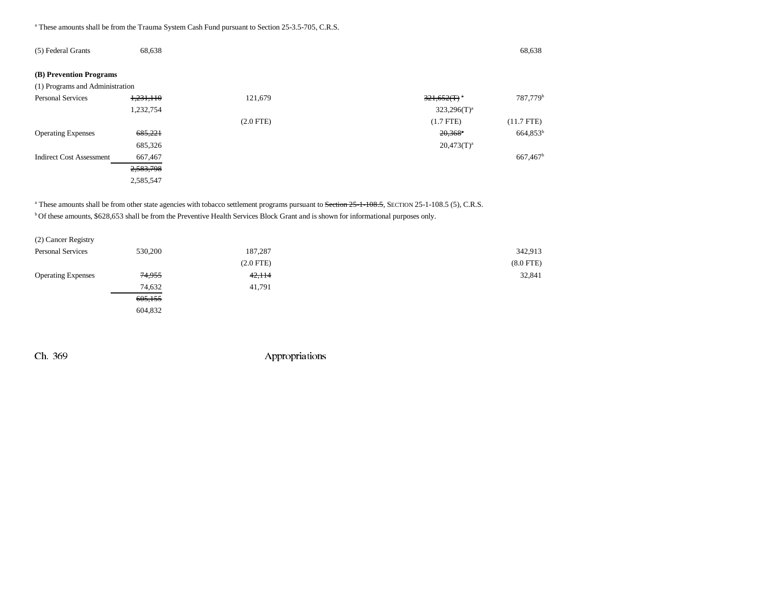[a] These amounts shall be from the Trauma System Cash Fund pursuant to Section 25-3.5-705, C.R.S.

| | | | | | |
|---|---|---|---|---|---|
| (5) Federal Grants | 68,638 | | | | 68,638 |

**(B) Prevention Programs**

(1) Programs and Administration

| | | | | | |
|---|---|---|---|---|---|
| Personal Services | ~~1,231,110~~ | 121,679 | | ~~321,652(T)~~ [a] | 787,779[b] |
| | 1,232,754 | | | 323,296(T)[a] | |
| | | (2.0 FTE) | | (1.7 FTE) | (11.7 FTE) |
| Operating Expenses | ~~685,221~~ | | | ~~20,368~~[a] | 664,853[b] |
| | 685,326 | | | 20,473(T)[a] | |
| Indirect Cost Assessment | 667,467 | | | | 667,467[b] |
| | ~~2,583,798~~ | | | | |
| | 2,585,547 | | | | |

[a] These amounts shall be from other state agencies with tobacco settlement programs pursuant to ~~Section 25-1-108.5~~, SECTION 25-1-108.5 (5), C.R.S.

[b] Of these amounts, $628,653 shall be from the Preventive Health Services Block Grant and is shown for informational purposes only.

(2) Cancer Registry

| | | | | | |
|---|---|---|---|---|---|
| Personal Services | 530,200 | 187,287 | | | 342,913 |
| | | (2.0 FTE) | | | (8.0 FTE) |
| Operating Expenses | ~~74,955~~ | ~~42,114~~ | | | 32,841 |
| | 74,632 | 41,791 | | | |
| | ~~605,155~~ | | | | |
| | 604,832 | | | | |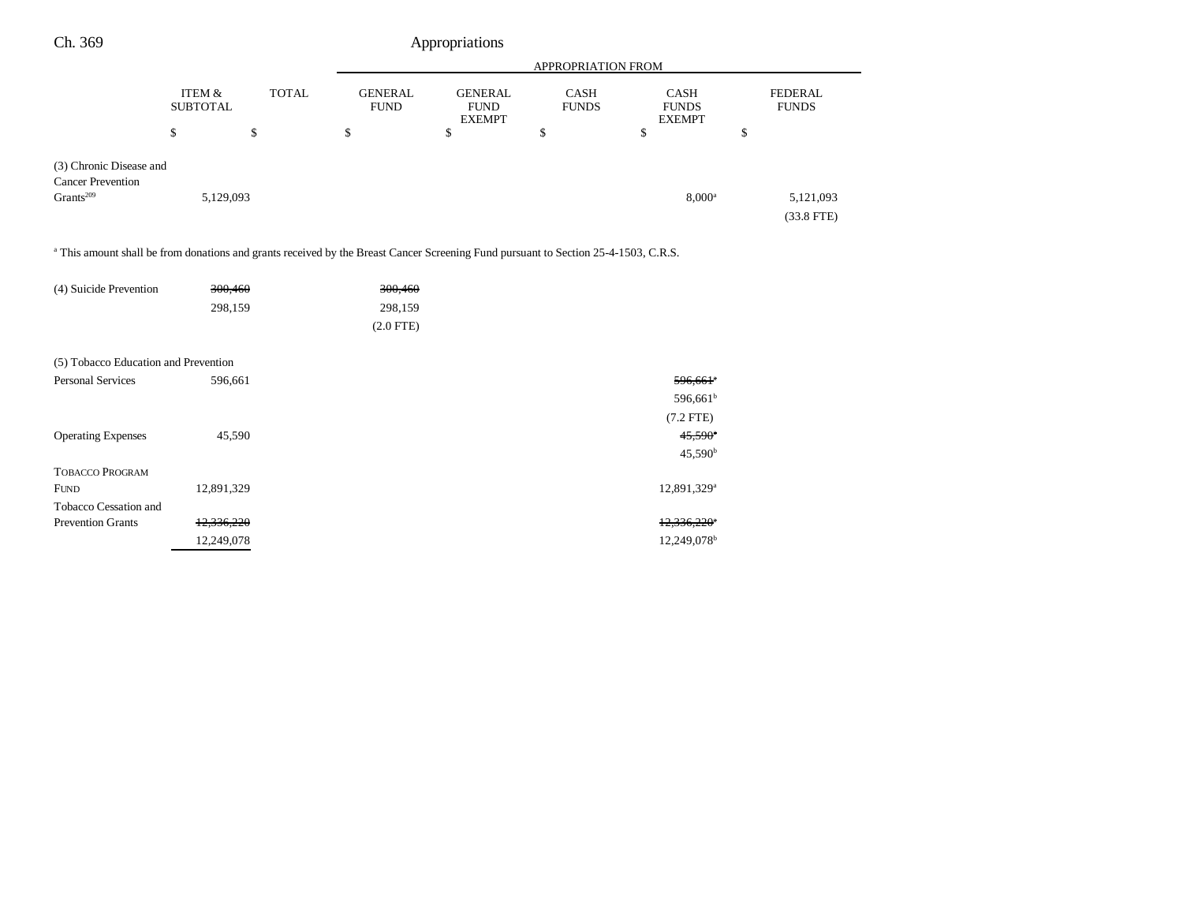| | ITEM & SUBTOTAL | TOTAL | APPROPRIATION FROM GENERAL FUND | GENERAL FUND EXEMPT | CASH FUNDS | CASH FUNDS EXEMPT | FEDERAL FUNDS |
|---|---|---|---|---|---|---|---|
| | $ | $ | $ | $ | $ | $ | $ |
| (3) Chronic Disease and Cancer Prevention Grants[209] | 5,129,093 | | | | | 8,000[a] | 5,121,093<br>(33.8 FTE) |

[a] This amount shall be from donations and grants received by the Breast Cancer Screening Fund pursuant to Section 25-4-1503, C.R.S.

| | ITEM & SUBTOTAL | TOTAL | GENERAL FUND | GENERAL FUND EXEMPT | CASH FUNDS | CASH FUNDS EXEMPT | FEDERAL FUNDS |
|---|---|---|---|---|---|---|---|
| (4) Suicide Prevention | ~~300,460~~<br>298,159 | | ~~300,460~~<br>298,159<br>(2.0 FTE) | | | | |
| (5) Tobacco Education and Prevention | | | | | | | |
| Personal Services | 596,661 | | | | | ~~596,661[a]~~<br>596,661[b]<br>(7.2 FTE) | |
| Operating Expenses | 45,590 | | | | | ~~45,590[a]~~<br>45,590[b] | |
| TOBACCO PROGRAM FUND | 12,891,329 | | | | | 12,891,329[a] | |
| Tobacco Cessation and Prevention Grants | ~~12,336,220~~<br>12,249,078 | | | | | ~~12,336,220[a]~~<br>12,249,078[b] | |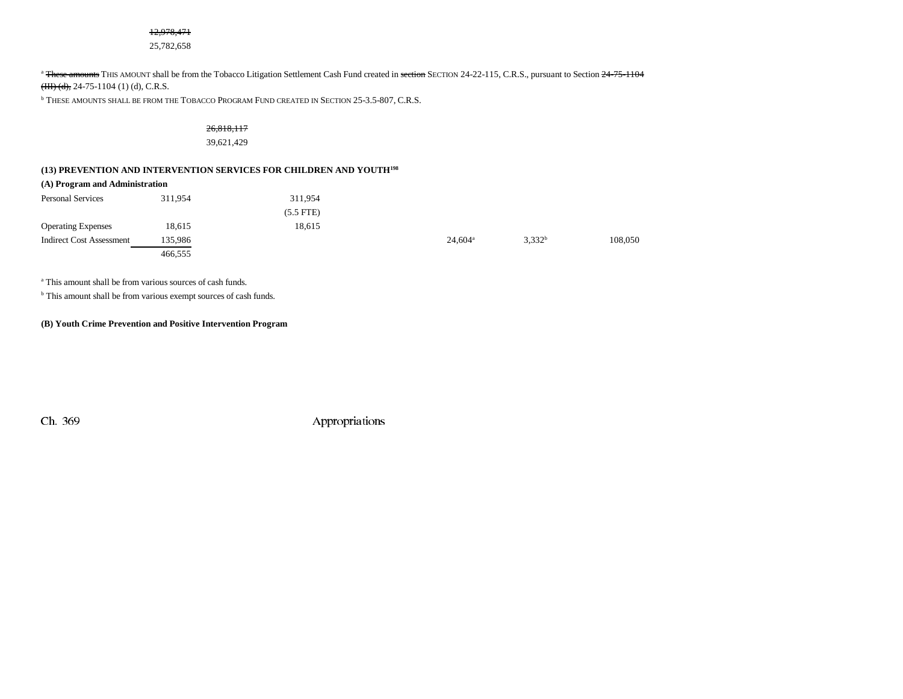~~12,978,471~~
25,782,658

[a] ~~These amounts~~ THIS AMOUNT shall be from the Tobacco Litigation Settlement Cash Fund created in ~~section~~ SECTION 24-22-115, C.R.S., pursuant to Section ~~24-75-1104 (III) (d),~~ 24-75-1104 (1) (d), C.R.S.

[b] THESE AMOUNTS SHALL BE FROM THE TOBACCO PROGRAM FUND CREATED IN SECTION 25-3.5-807, C.R.S.

~~26,818,117~~
39,621,429

**(13) PREVENTION AND INTERVENTION SERVICES FOR CHILDREN AND YOUTH[198]**

**(A) Program and Administration**

| | | | | | |
|---|---|---|---|---|---|
| Personal Services | 311,954 | 311,954 (5.5 FTE) | | | |
| Operating Expenses | 18,615 | 18,615 | | | |
| Indirect Cost Assessment | 135,986 | | 24,604[a] | 3,332[b] | 108,050 |
| | 466,555 | | | | |

[a] This amount shall be from various sources of cash funds.

[b] This amount shall be from various exempt sources of cash funds.

**(B) Youth Crime Prevention and Positive Intervention Program**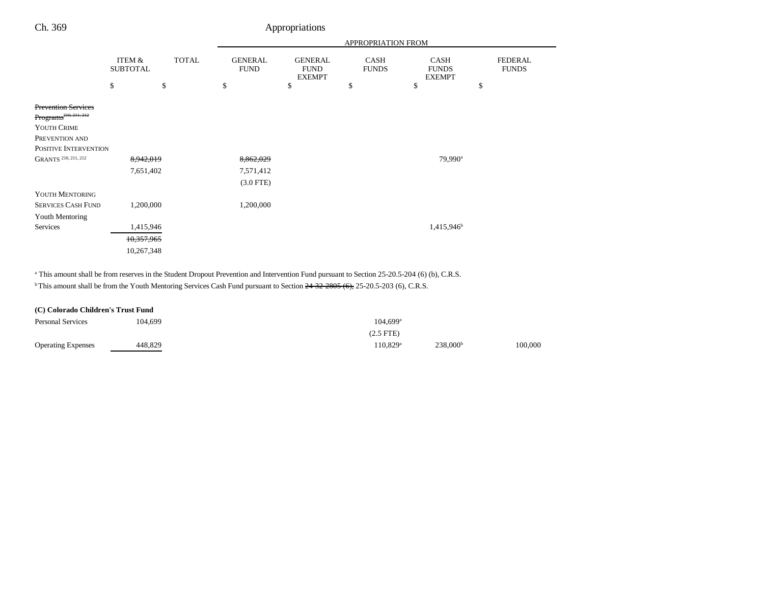| | ITEM & SUBTOTAL | TOTAL | GENERAL FUND | GENERAL FUND EXEMPT | CASH FUNDS | CASH FUNDS EXEMPT | FEDERAL FUNDS |
|---|---|---|---|---|---|---|---|
| | $ | $ | $ | $ | $ | $ | $ |
| ~~Prevention Services Programs[210, 211, 212]~~ | | | | | | | |
| YOUTH CRIME PREVENTION AND POSITIVE INTERVENTION GRANTS [210, 211, 212] | ~~8,942,019~~ | | ~~8,862,029~~ | | | 79,990[a] | |
| | 7,651,402 | | 7,571,412 | | | | |
| | | | (3.0 FTE) | | | | |
| YOUTH MENTORING SERVICES CASH FUND | 1,200,000 | | 1,200,000 | | | | |
| Youth Mentoring Services | 1,415,946 | | | | | 1,415,946[b] | |
| | ~~10,357,965~~ | | | | | | |
| | 10,267,348 | | | | | | |

[a] This amount shall be from reserves in the Student Dropout Prevention and Intervention Fund pursuant to Section 25-20.5-204 (6) (b), C.R.S.

[b] This amount shall be from the Youth Mentoring Services Cash Fund pursuant to Section ~~24-32-2805 (6),~~ 25-20.5-203 (6), C.R.S.

**(C) Colorado Children's Trust Fund**

| | ITEM & SUBTOTAL | TOTAL | GENERAL FUND | GENERAL FUND EXEMPT | CASH FUNDS | CASH FUNDS EXEMPT | FEDERAL FUNDS |
|---|---|---|---|---|---|---|---|
| Personal Services | 104,699 | | | | 104,699[a] | | |
| | | | | | (2.5 FTE) | | |
| Operating Expenses | 448,829 | | | | 110,829[a] | 238,000[b] | 100,000 |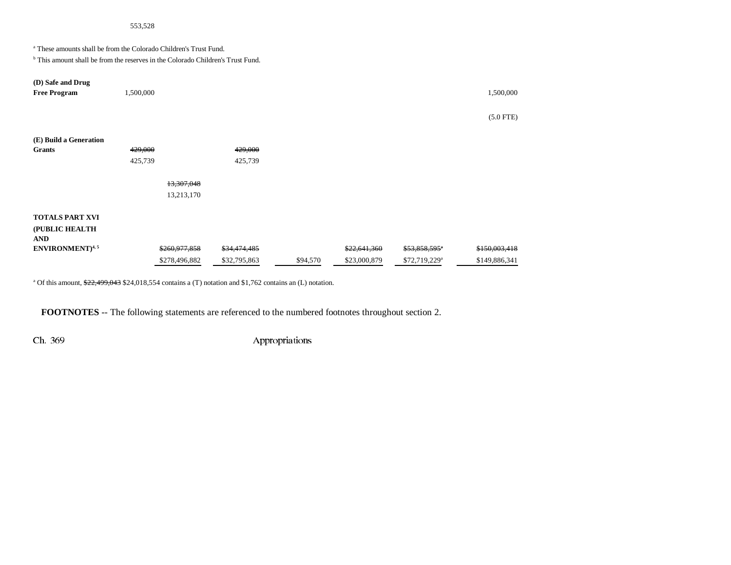553,528

[a] These amounts shall be from the Colorado Children's Trust Fund.

[b] This amount shall be from the reserves in the Colorado Children's Trust Fund.

| | | | | | | | |
|---|---|---|---|---|---|---|---|
| **(D) Safe and Drug Free Program** | 1,500,000 | | | | | | 1,500,000 |
| | | | | | | | (5.0 FTE) |
| **(E) Build a Generation Grants** | ~~429,000~~ 425,739 | | ~~429,000~~ 425,739 | | | | |
| | | ~~13,307,048~~ 13,213,170 | | | | | |
| **TOTALS PART XVI (PUBLIC HEALTH AND ENVIRONMENT)[4, 5]** | | ~~$260,977,858~~ $278,496,882 | ~~$34,474,485~~ $32,795,863 | $94,570 | ~~$22,641,360~~ $23,000,879 | ~~$53,858,595[a]~~ $72,719,229[a] | ~~$150,003,418~~ $149,886,341 |

[a] Of this amount, ~~$22,499,043~~ $24,018,554 contains a (T) notation and $1,762 contains an (L) notation.

**FOOTNOTES** -- The following statements are referenced to the numbered footnotes throughout section 2.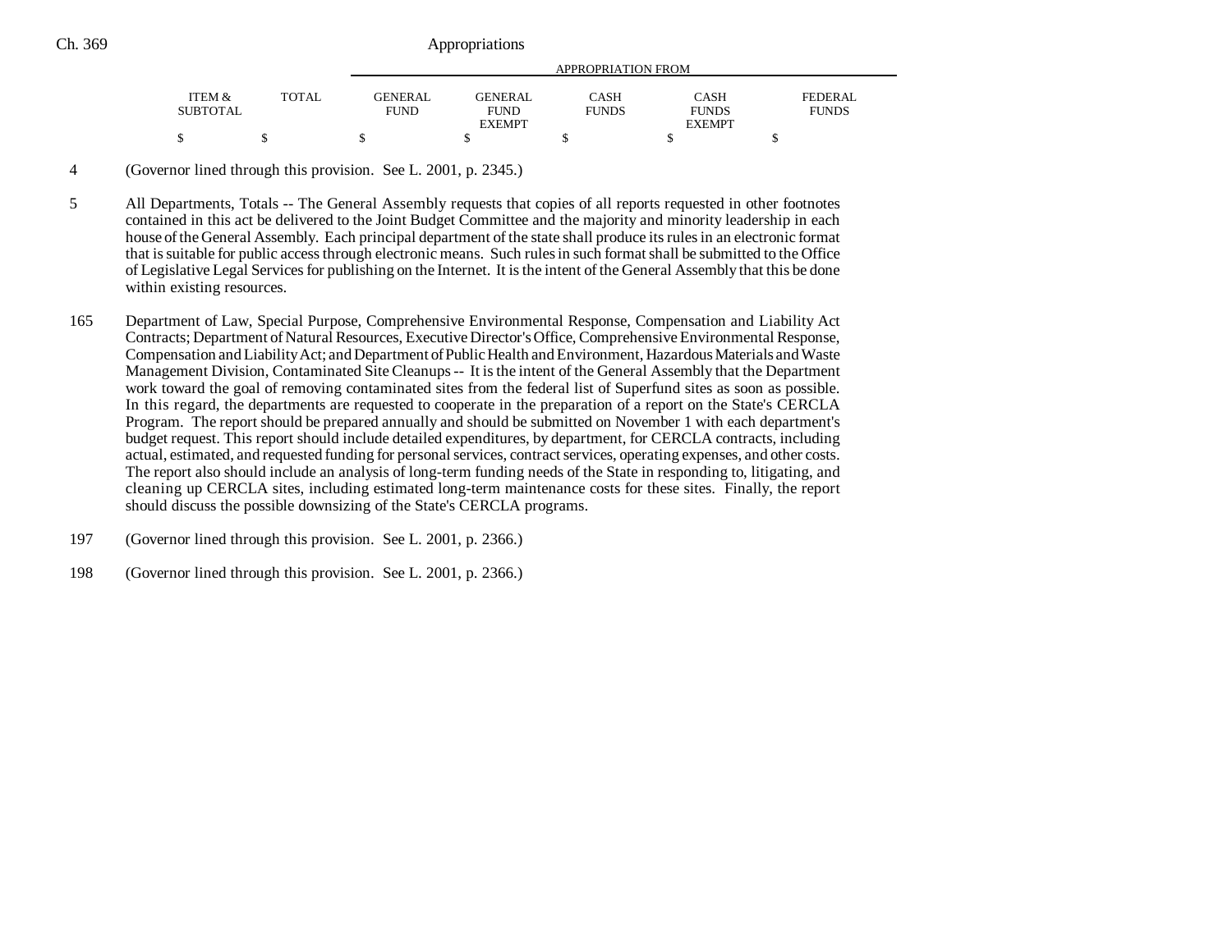| ITEM & SUBTOTAL | TOTAL | APPROPRIATION FROM | | | | |
|---|---|---|---|---|---|---|
| | | GENERAL FUND | GENERAL FUND EXEMPT | CASH FUNDS | CASH FUNDS EXEMPT | FEDERAL FUNDS |
| $ | $ | $ | $ | $ | $ | $ |

4 (Governor lined through this provision. See L. 2001, p. 2345.)

5 All Departments, Totals -- The General Assembly requests that copies of all reports requested in other footnotes contained in this act be delivered to the Joint Budget Committee and the majority and minority leadership in each house of the General Assembly. Each principal department of the state shall produce its rules in an electronic format that is suitable for public access through electronic means. Such rules in such format shall be submitted to the Office of Legislative Legal Services for publishing on the Internet. It is the intent of the General Assembly that this be done within existing resources.

165 Department of Law, Special Purpose, Comprehensive Environmental Response, Compensation and Liability Act Contracts; Department of Natural Resources, Executive Director's Office, Comprehensive Environmental Response, Compensation and Liability Act; and Department of Public Health and Environment, Hazardous Materials and Waste Management Division, Contaminated Site Cleanups -- It is the intent of the General Assembly that the Department work toward the goal of removing contaminated sites from the federal list of Superfund sites as soon as possible. In this regard, the departments are requested to cooperate in the preparation of a report on the State's CERCLA Program. The report should be prepared annually and should be submitted on November 1 with each department's budget request. This report should include detailed expenditures, by department, for CERCLA contracts, including actual, estimated, and requested funding for personal services, contract services, operating expenses, and other costs. The report also should include an analysis of long-term funding needs of the State in responding to, litigating, and cleaning up CERCLA sites, including estimated long-term maintenance costs for these sites. Finally, the report should discuss the possible downsizing of the State's CERCLA programs.

197 (Governor lined through this provision. See L. 2001, p. 2366.)

198 (Governor lined through this provision. See L. 2001, p. 2366.)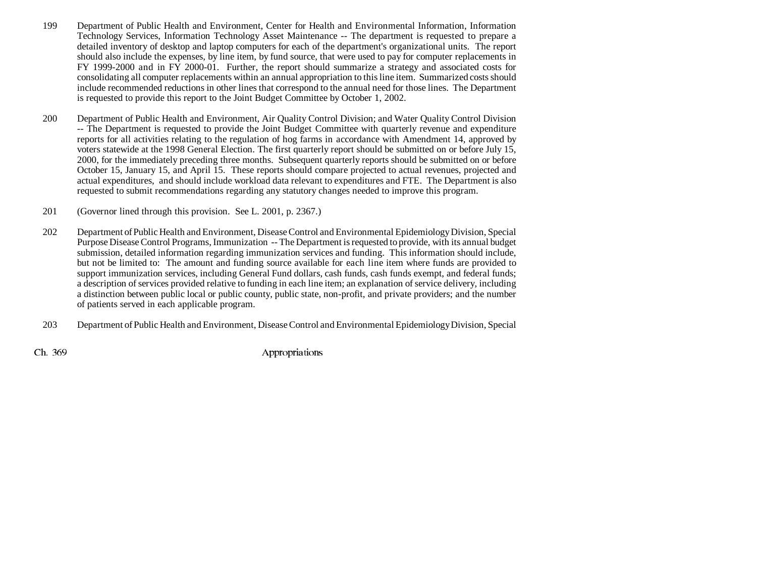199 Department of Public Health and Environment, Center for Health and Environmental Information, Information Technology Services, Information Technology Asset Maintenance -- The department is requested to prepare a detailed inventory of desktop and laptop computers for each of the department's organizational units. The report should also include the expenses, by line item, by fund source, that were used to pay for computer replacements in FY 1999-2000 and in FY 2000-01. Further, the report should summarize a strategy and associated costs for consolidating all computer replacements within an annual appropriation to this line item. Summarized costs should include recommended reductions in other lines that correspond to the annual need for those lines. The Department is requested to provide this report to the Joint Budget Committee by October 1, 2002.

200 Department of Public Health and Environment, Air Quality Control Division; and Water Quality Control Division -- The Department is requested to provide the Joint Budget Committee with quarterly revenue and expenditure reports for all activities relating to the regulation of hog farms in accordance with Amendment 14, approved by voters statewide at the 1998 General Election. The first quarterly report should be submitted on or before July 15, 2000, for the immediately preceding three months. Subsequent quarterly reports should be submitted on or before October 15, January 15, and April 15. These reports should compare projected to actual revenues, projected and actual expenditures, and should include workload data relevant to expenditures and FTE. The Department is also requested to submit recommendations regarding any statutory changes needed to improve this program.

201 (Governor lined through this provision. See L. 2001, p. 2367.)

202 Department of Public Health and Environment, Disease Control and Environmental Epidemiology Division, Special Purpose Disease Control Programs, Immunization -- The Department is requested to provide, with its annual budget submission, detailed information regarding immunization services and funding. This information should include, but not be limited to: The amount and funding source available for each line item where funds are provided to support immunization services, including General Fund dollars, cash funds, cash funds exempt, and federal funds; a description of services provided relative to funding in each line item; an explanation of service delivery, including a distinction between public local or public county, public state, non-profit, and private providers; and the number of patients served in each applicable program.

203 Department of Public Health and Environment, Disease Control and Environmental Epidemiology Division, Special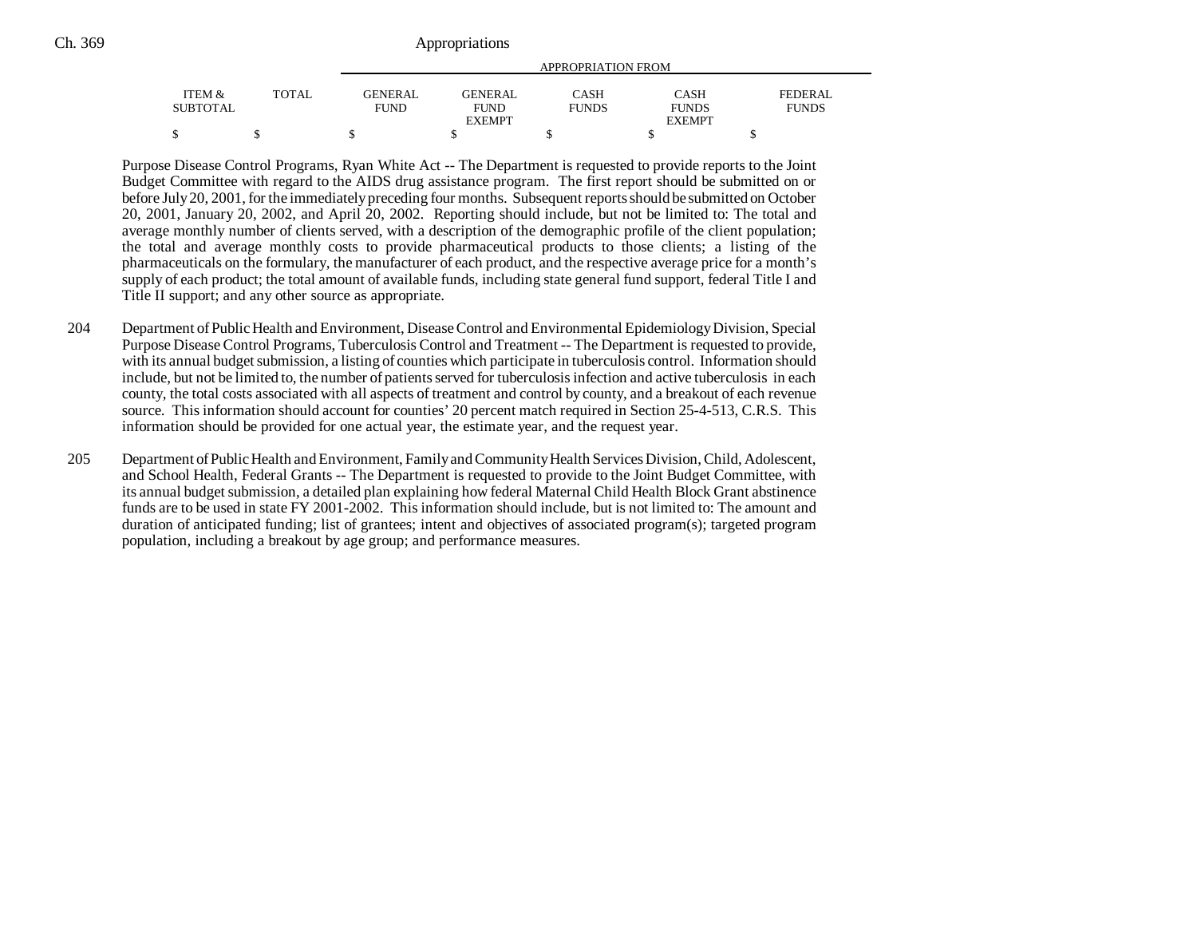| ITEM & SUBTOTAL | TOTAL | GENERAL FUND | GENERAL FUND EXEMPT | CASH FUNDS | CASH FUNDS EXEMPT | FEDERAL FUNDS |
|---|---|---|---|---|---|---|
| $ | $ | $ | $ | $ | $ | $ |

Purpose Disease Control Programs, Ryan White Act -- The Department is requested to provide reports to the Joint Budget Committee with regard to the AIDS drug assistance program. The first report should be submitted on or before July 20, 2001, for the immediately preceding four months. Subsequent reports should be submitted on October 20, 2001, January 20, 2002, and April 20, 2002. Reporting should include, but not be limited to: The total and average monthly number of clients served, with a description of the demographic profile of the client population; the total and average monthly costs to provide pharmaceutical products to those clients; a listing of the pharmaceuticals on the formulary, the manufacturer of each product, and the respective average price for a month's supply of each product; the total amount of available funds, including state general fund support, federal Title I and Title II support; and any other source as appropriate.

204 Department of Public Health and Environment, Disease Control and Environmental Epidemiology Division, Special Purpose Disease Control Programs, Tuberculosis Control and Treatment -- The Department is requested to provide, with its annual budget submission, a listing of counties which participate in tuberculosis control. Information should include, but not be limited to, the number of patients served for tuberculosis infection and active tuberculosis in each county, the total costs associated with all aspects of treatment and control by county, and a breakout of each revenue source. This information should account for counties' 20 percent match required in Section 25-4-513, C.R.S. This information should be provided for one actual year, the estimate year, and the request year.

205 Department of Public Health and Environment, Family and Community Health Services Division, Child, Adolescent, and School Health, Federal Grants -- The Department is requested to provide to the Joint Budget Committee, with its annual budget submission, a detailed plan explaining how federal Maternal Child Health Block Grant abstinence funds are to be used in state FY 2001-2002. This information should include, but is not limited to: The amount and duration of anticipated funding; list of grantees; intent and objectives of associated program(s); targeted program population, including a breakout by age group; and performance measures.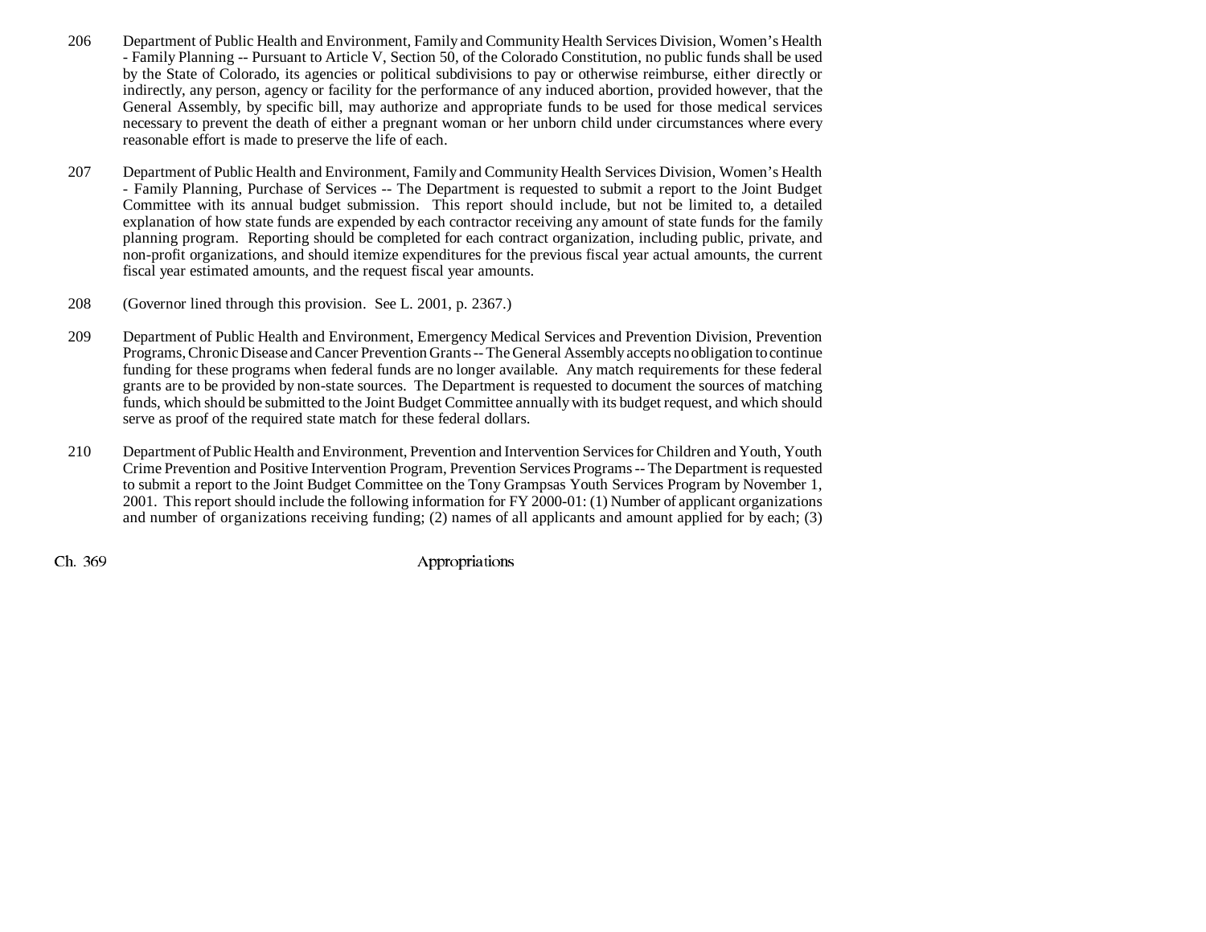206 Department of Public Health and Environment, Family and Community Health Services Division, Women's Health - Family Planning -- Pursuant to Article V, Section 50, of the Colorado Constitution, no public funds shall be used by the State of Colorado, its agencies or political subdivisions to pay or otherwise reimburse, either directly or indirectly, any person, agency or facility for the performance of any induced abortion, provided however, that the General Assembly, by specific bill, may authorize and appropriate funds to be used for those medical services necessary to prevent the death of either a pregnant woman or her unborn child under circumstances where every reasonable effort is made to preserve the life of each.

207 Department of Public Health and Environment, Family and Community Health Services Division, Women's Health - Family Planning, Purchase of Services -- The Department is requested to submit a report to the Joint Budget Committee with its annual budget submission. This report should include, but not be limited to, a detailed explanation of how state funds are expended by each contractor receiving any amount of state funds for the family planning program. Reporting should be completed for each contract organization, including public, private, and non-profit organizations, and should itemize expenditures for the previous fiscal year actual amounts, the current fiscal year estimated amounts, and the request fiscal year amounts.

208 (Governor lined through this provision. See L. 2001, p. 2367.)

209 Department of Public Health and Environment, Emergency Medical Services and Prevention Division, Prevention Programs, Chronic Disease and Cancer Prevention Grants -- The General Assembly accepts no obligation to continue funding for these programs when federal funds are no longer available. Any match requirements for these federal grants are to be provided by non-state sources. The Department is requested to document the sources of matching funds, which should be submitted to the Joint Budget Committee annually with its budget request, and which should serve as proof of the required state match for these federal dollars.

210 Department of Public Health and Environment, Prevention and Intervention Services for Children and Youth, Youth Crime Prevention and Positive Intervention Program, Prevention Services Programs -- The Department is requested to submit a report to the Joint Budget Committee on the Tony Grampsas Youth Services Program by November 1, 2001. This report should include the following information for FY 2000-01: (1) Number of applicant organizations and number of organizations receiving funding; (2) names of all applicants and amount applied for by each; (3)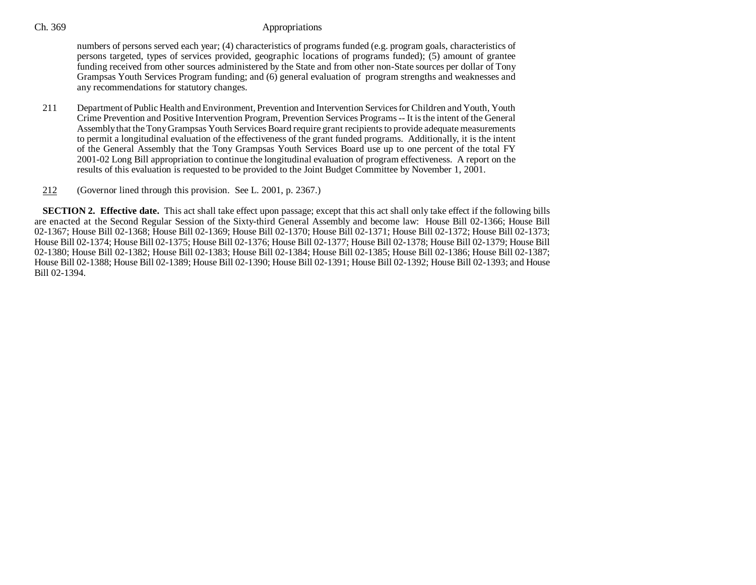numbers of persons served each year; (4) characteristics of programs funded (e.g. program goals, characteristics of persons targeted, types of services provided, geographic locations of programs funded); (5) amount of grantee funding received from other sources administered by the State and from other non-State sources per dollar of Tony Grampsas Youth Services Program funding; and (6) general evaluation of program strengths and weaknesses and any recommendations for statutory changes.

211 Department of Public Health and Environment, Prevention and Intervention Services for Children and Youth, Youth Crime Prevention and Positive Intervention Program, Prevention Services Programs -- It is the intent of the General Assembly that the Tony Grampsas Youth Services Board require grant recipients to provide adequate measurements to permit a longitudinal evaluation of the effectiveness of the grant funded programs. Additionally, it is the intent of the General Assembly that the Tony Grampsas Youth Services Board use up to one percent of the total FY 2001-02 Long Bill appropriation to continue the longitudinal evaluation of program effectiveness. A report on the results of this evaluation is requested to be provided to the Joint Budget Committee by November 1, 2001.

212 (Governor lined through this provision. See L. 2001, p. 2367.)

**SECTION 2. Effective date.** This act shall take effect upon passage; except that this act shall only take effect if the following bills are enacted at the Second Regular Session of the Sixty-third General Assembly and become law: House Bill 02-1366; House Bill 02-1367; House Bill 02-1368; House Bill 02-1369; House Bill 02-1370; House Bill 02-1371; House Bill 02-1372; House Bill 02-1373; House Bill 02-1374; House Bill 02-1375; House Bill 02-1376; House Bill 02-1377; House Bill 02-1378; House Bill 02-1379; House Bill 02-1380; House Bill 02-1382; House Bill 02-1383; House Bill 02-1384; House Bill 02-1385; House Bill 02-1386; House Bill 02-1387; House Bill 02-1388; House Bill 02-1389; House Bill 02-1390; House Bill 02-1391; House Bill 02-1392; House Bill 02-1393; and House Bill 02-1394.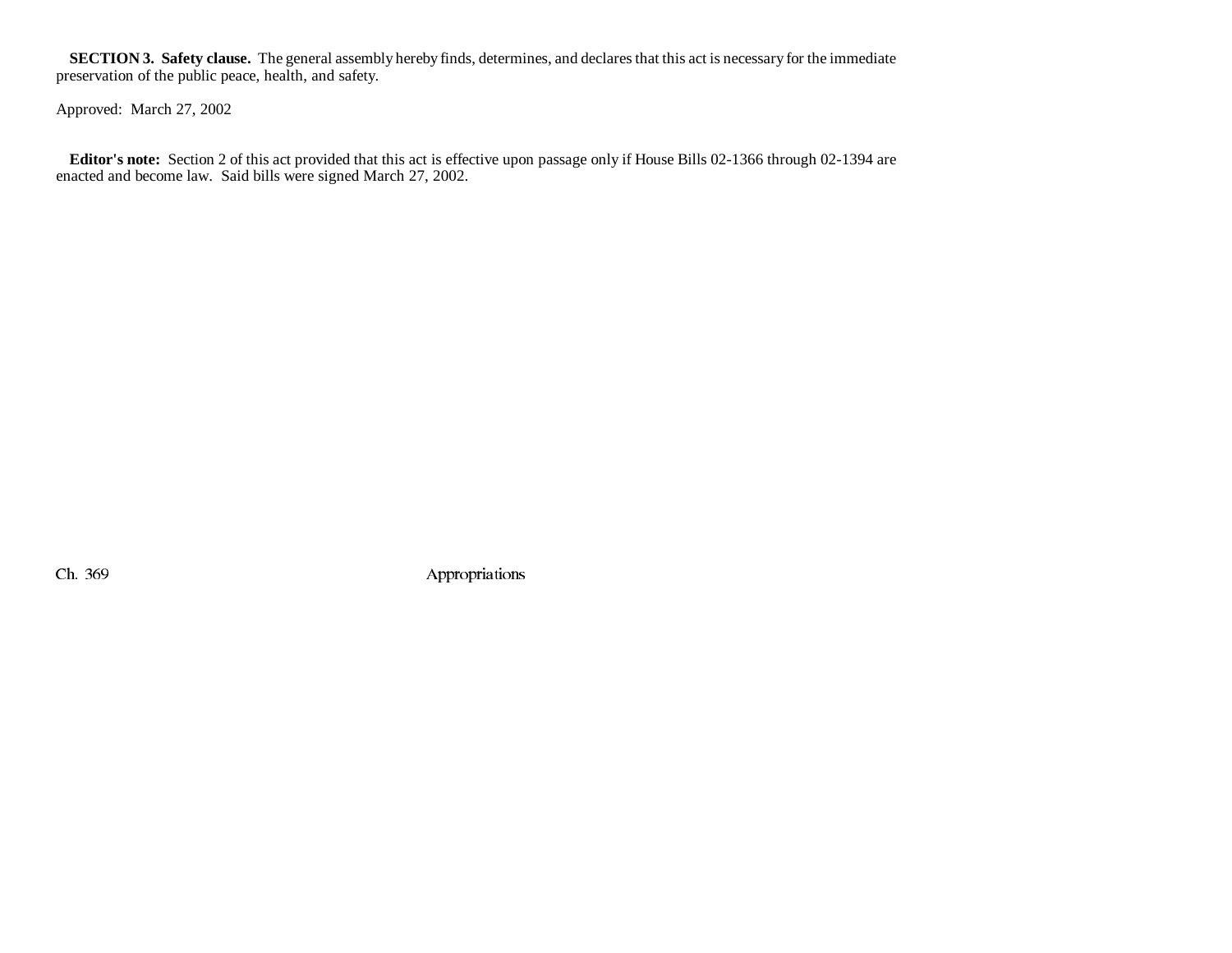**SECTION 3. Safety clause.** The general assembly hereby finds, determines, and declares that this act is necessary for the immediate preservation of the public peace, health, and safety.

Approved: March 27, 2002

**Editor's note:** Section 2 of this act provided that this act is effective upon passage only if House Bills 02-1366 through 02-1394 are enacted and become law. Said bills were signed March 27, 2002.